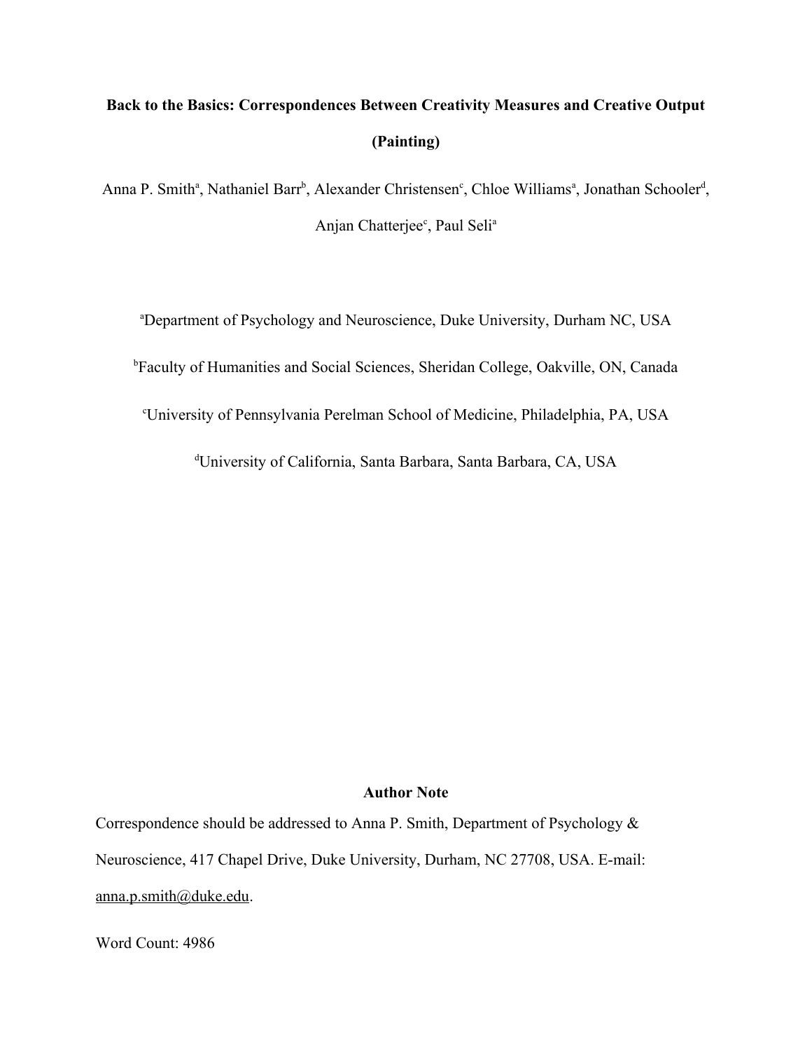# Back to the Basics: Correspondences Between Creativity Measures and Creative Output (Painting)

Anna P. Smith[a], Nathaniel Barr[b], Alexander Christensen[c], Chloe Williams[a], Jonathan Schooler[d], Anjan Chatterjee[c], Paul Seli[a]

[a]Department of Psychology and Neuroscience, Duke University, Durham NC, USA

[b]Faculty of Humanities and Social Sciences, Sheridan College, Oakville, ON, Canada

[c]University of Pennsylvania Perelman School of Medicine, Philadelphia, PA, USA

[d]University of California, Santa Barbara, Santa Barbara, CA, USA

**Author Note**

Correspondence should be addressed to Anna P. Smith, Department of Psychology & Neuroscience, 417 Chapel Drive, Duke University, Durham, NC 27708, USA. E-mail: anna.p.smith@duke.edu.

Word Count: 4986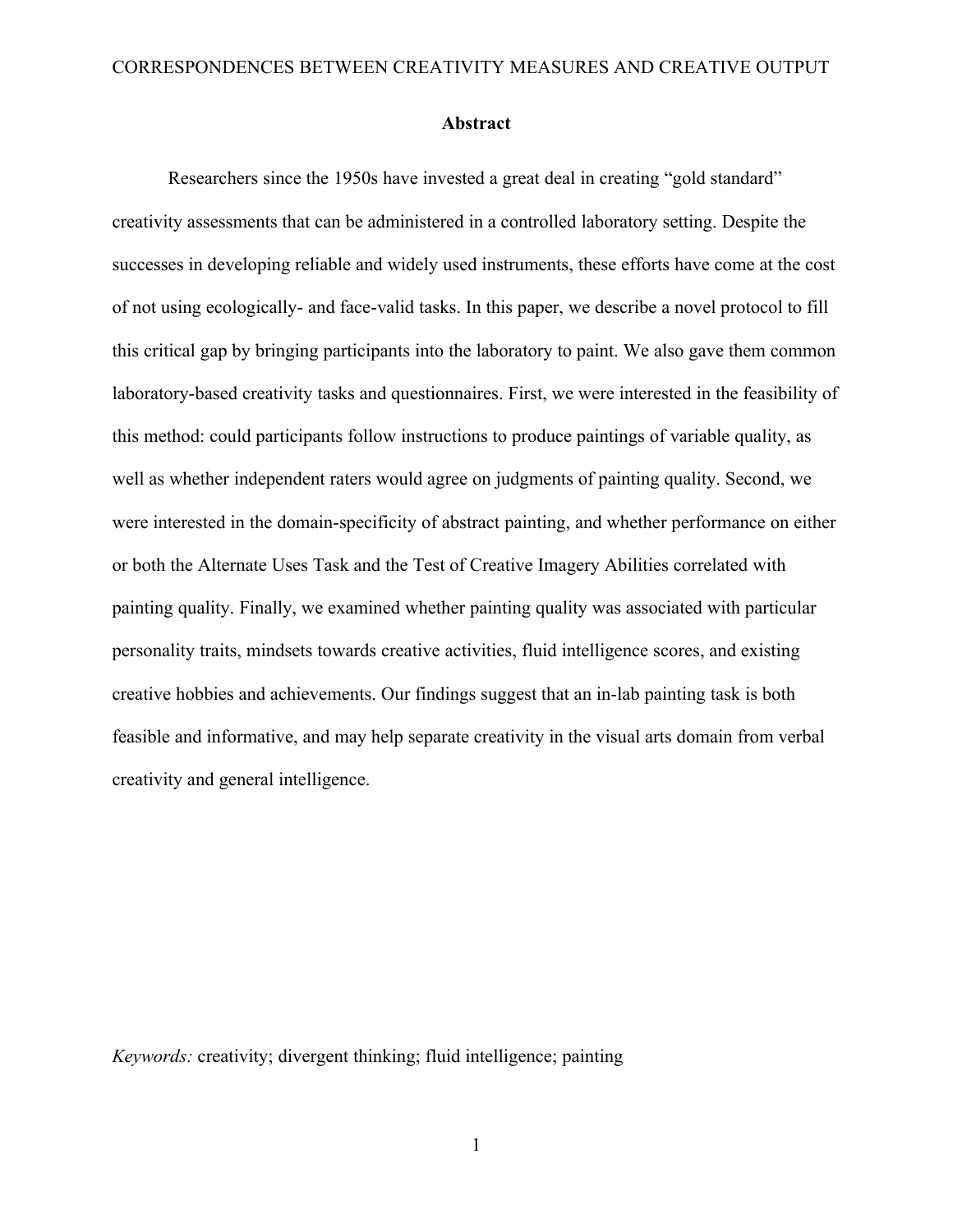## Abstract

Researchers since the 1950s have invested a great deal in creating "gold standard" creativity assessments that can be administered in a controlled laboratory setting. Despite the successes in developing reliable and widely used instruments, these efforts have come at the cost of not using ecologically- and face-valid tasks. In this paper, we describe a novel protocol to fill this critical gap by bringing participants into the laboratory to paint. We also gave them common laboratory-based creativity tasks and questionnaires. First, we were interested in the feasibility of this method: could participants follow instructions to produce paintings of variable quality, as well as whether independent raters would agree on judgments of painting quality. Second, we were interested in the domain-specificity of abstract painting, and whether performance on either or both the Alternate Uses Task and the Test of Creative Imagery Abilities correlated with painting quality. Finally, we examined whether painting quality was associated with particular personality traits, mindsets towards creative activities, fluid intelligence scores, and existing creative hobbies and achievements. Our findings suggest that an in-lab painting task is both feasible and informative, and may help separate creativity in the visual arts domain from verbal creativity and general intelligence.

*Keywords:* creativity; divergent thinking; fluid intelligence; painting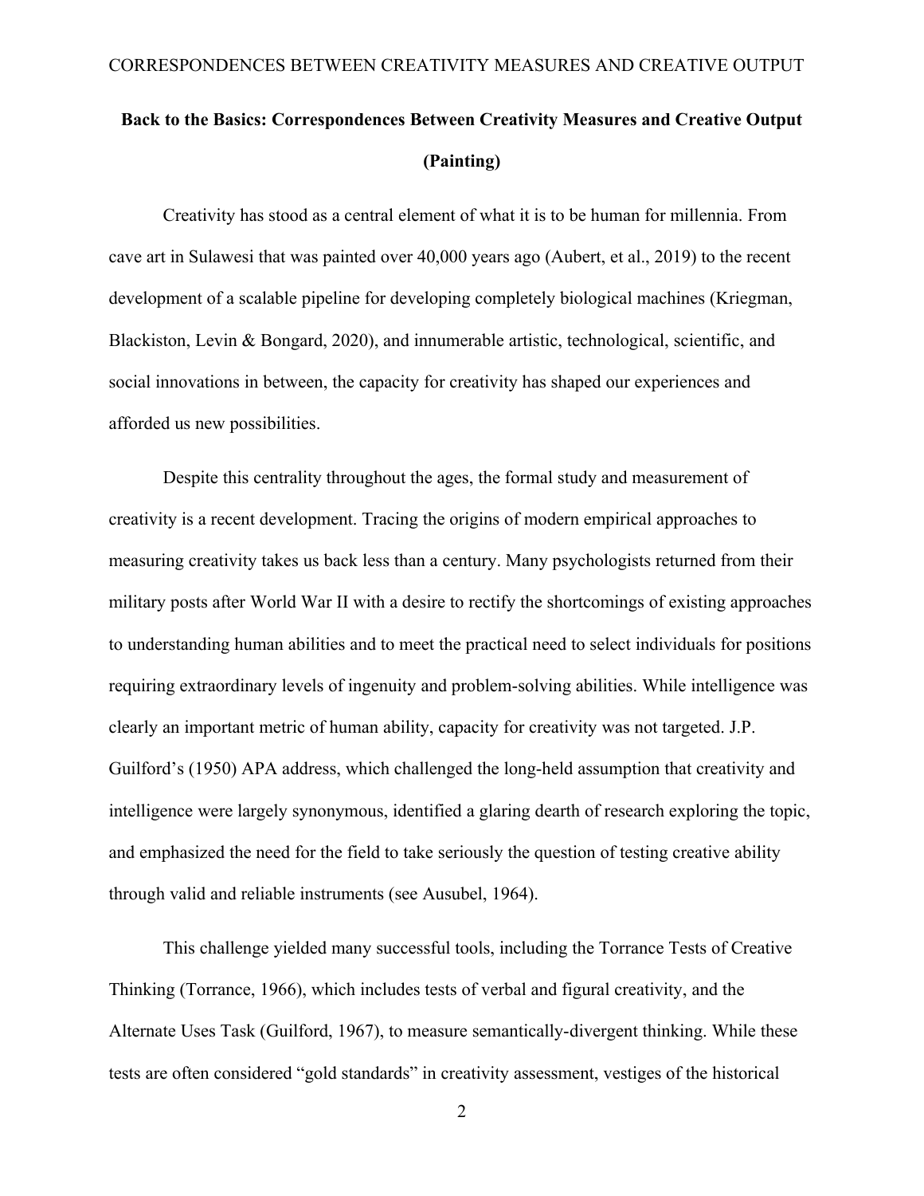## Back to the Basics: Correspondences Between Creativity Measures and Creative Output (Painting)

Creativity has stood as a central element of what it is to be human for millennia. From cave art in Sulawesi that was painted over 40,000 years ago (Aubert, et al., 2019) to the recent development of a scalable pipeline for developing completely biological machines (Kriegman, Blackiston, Levin & Bongard, 2020), and innumerable artistic, technological, scientific, and social innovations in between, the capacity for creativity has shaped our experiences and afforded us new possibilities.

Despite this centrality throughout the ages, the formal study and measurement of creativity is a recent development. Tracing the origins of modern empirical approaches to measuring creativity takes us back less than a century. Many psychologists returned from their military posts after World War II with a desire to rectify the shortcomings of existing approaches to understanding human abilities and to meet the practical need to select individuals for positions requiring extraordinary levels of ingenuity and problem-solving abilities. While intelligence was clearly an important metric of human ability, capacity for creativity was not targeted. J.P. Guilford's (1950) APA address, which challenged the long-held assumption that creativity and intelligence were largely synonymous, identified a glaring dearth of research exploring the topic, and emphasized the need for the field to take seriously the question of testing creative ability through valid and reliable instruments (see Ausubel, 1964).

This challenge yielded many successful tools, including the Torrance Tests of Creative Thinking (Torrance, 1966), which includes tests of verbal and figural creativity, and the Alternate Uses Task (Guilford, 1967), to measure semantically-divergent thinking. While these tests are often considered "gold standards" in creativity assessment, vestiges of the historical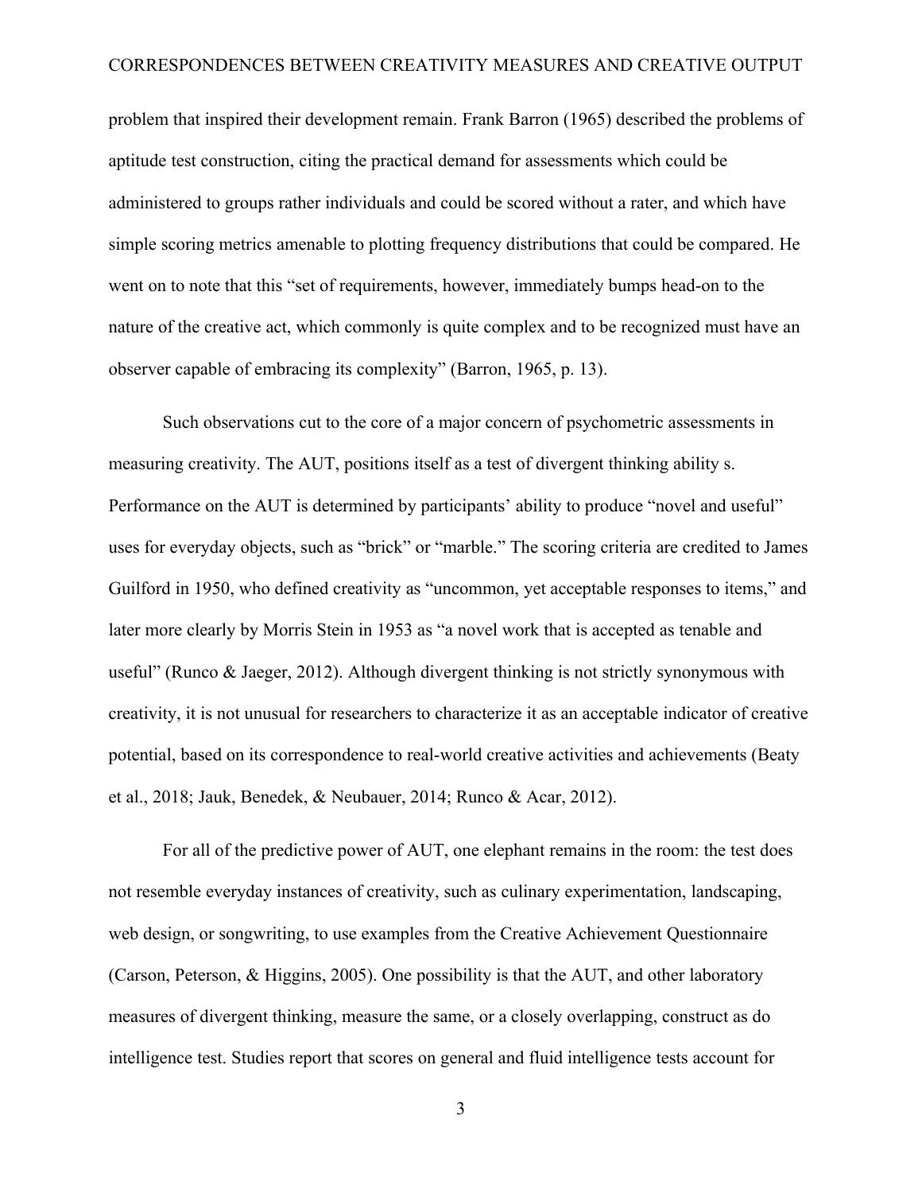problem that inspired their development remain. Frank Barron (1965) described the problems of aptitude test construction, citing the practical demand for assessments which could be administered to groups rather individuals and could be scored without a rater, and which have simple scoring metrics amenable to plotting frequency distributions that could be compared. He went on to note that this "set of requirements, however, immediately bumps head-on to the nature of the creative act, which commonly is quite complex and to be recognized must have an observer capable of embracing its complexity" (Barron, 1965, p. 13).

Such observations cut to the core of a major concern of psychometric assessments in measuring creativity. The AUT, positions itself as a test of divergent thinking ability s. Performance on the AUT is determined by participants' ability to produce "novel and useful" uses for everyday objects, such as "brick" or "marble." The scoring criteria are credited to James Guilford in 1950, who defined creativity as "uncommon, yet acceptable responses to items," and later more clearly by Morris Stein in 1953 as "a novel work that is accepted as tenable and useful" (Runco & Jaeger, 2012). Although divergent thinking is not strictly synonymous with creativity, it is not unusual for researchers to characterize it as an acceptable indicator of creative potential, based on its correspondence to real-world creative activities and achievements (Beaty et al., 2018; Jauk, Benedek, & Neubauer, 2014; Runco & Acar, 2012).

For all of the predictive power of AUT, one elephant remains in the room: the test does not resemble everyday instances of creativity, such as culinary experimentation, landscaping, web design, or songwriting, to use examples from the Creative Achievement Questionnaire (Carson, Peterson, & Higgins, 2005). One possibility is that the AUT, and other laboratory measures of divergent thinking, measure the same, or a closely overlapping, construct as do intelligence test. Studies report that scores on general and fluid intelligence tests account for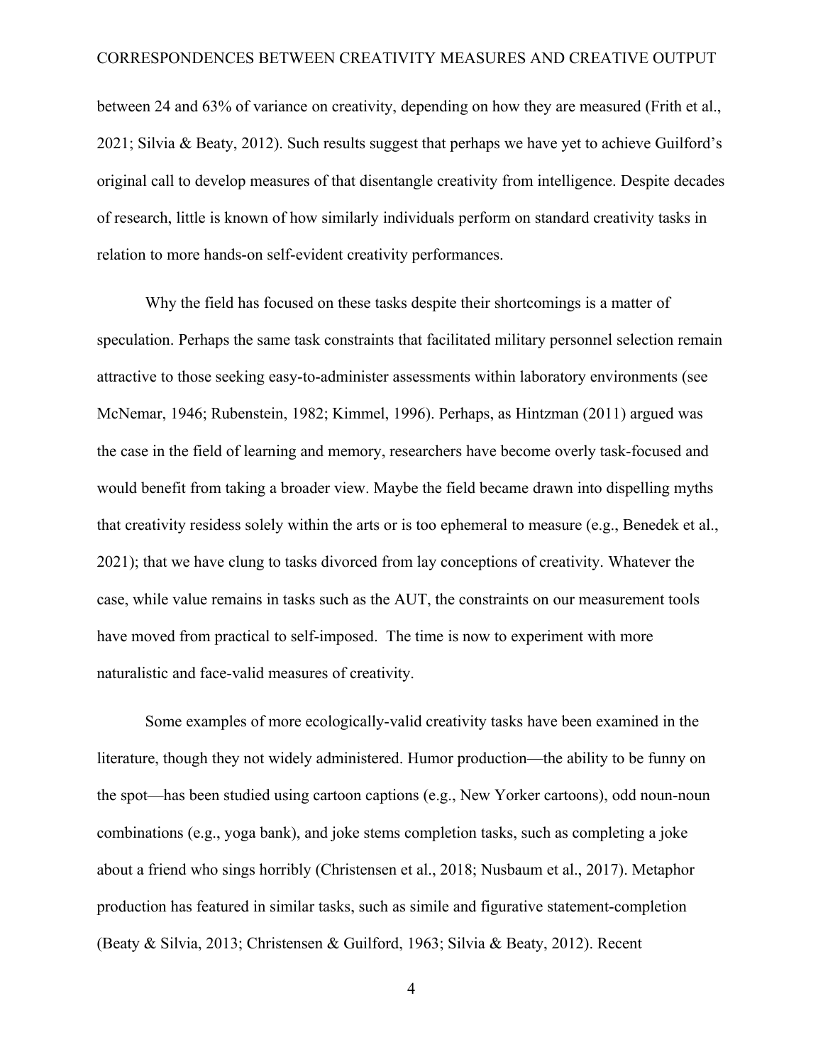between 24 and 63% of variance on creativity, depending on how they are measured (Frith et al., 2021; Silvia & Beaty, 2012). Such results suggest that perhaps we have yet to achieve Guilford's original call to develop measures of that disentangle creativity from intelligence. Despite decades of research, little is known of how similarly individuals perform on standard creativity tasks in relation to more hands-on self-evident creativity performances.

Why the field has focused on these tasks despite their shortcomings is a matter of speculation. Perhaps the same task constraints that facilitated military personnel selection remain attractive to those seeking easy-to-administer assessments within laboratory environments (see McNemar, 1946; Rubenstein, 1982; Kimmel, 1996). Perhaps, as Hintzman (2011) argued was the case in the field of learning and memory, researchers have become overly task-focused and would benefit from taking a broader view. Maybe the field became drawn into dispelling myths that creativity residess solely within the arts or is too ephemeral to measure (e.g., Benedek et al., 2021); that we have clung to tasks divorced from lay conceptions of creativity. Whatever the case, while value remains in tasks such as the AUT, the constraints on our measurement tools have moved from practical to self-imposed. The time is now to experiment with more naturalistic and face-valid measures of creativity.

Some examples of more ecologically-valid creativity tasks have been examined in the literature, though they not widely administered. Humor production—the ability to be funny on the spot—has been studied using cartoon captions (e.g., New Yorker cartoons), odd noun-noun combinations (e.g., yoga bank), and joke stems completion tasks, such as completing a joke about a friend who sings horribly (Christensen et al., 2018; Nusbaum et al., 2017). Metaphor production has featured in similar tasks, such as simile and figurative statement-completion (Beaty & Silvia, 2013; Christensen & Guilford, 1963; Silvia & Beaty, 2012). Recent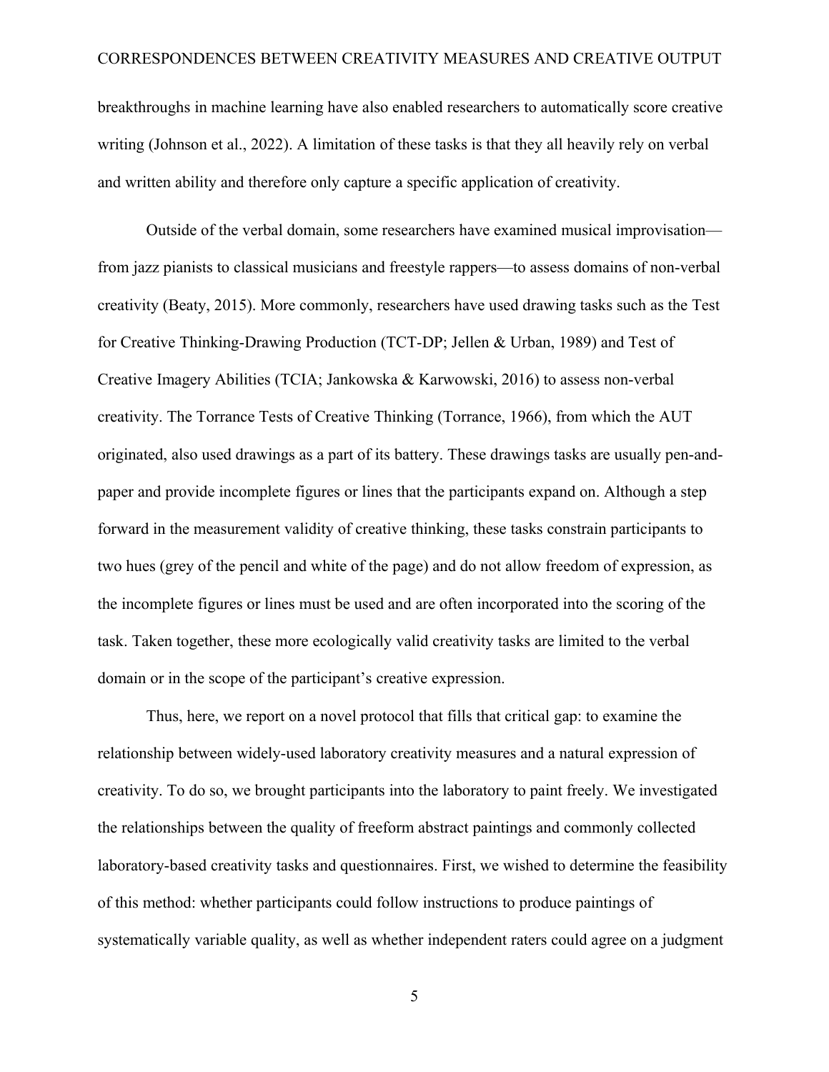breakthroughs in machine learning have also enabled researchers to automatically score creative writing (Johnson et al., 2022). A limitation of these tasks is that they all heavily rely on verbal and written ability and therefore only capture a specific application of creativity.

Outside of the verbal domain, some researchers have examined musical improvisation—from jazz pianists to classical musicians and freestyle rappers—to assess domains of non-verbal creativity (Beaty, 2015). More commonly, researchers have used drawing tasks such as the Test for Creative Thinking-Drawing Production (TCT-DP; Jellen & Urban, 1989) and Test of Creative Imagery Abilities (TCIA; Jankowska & Karwowski, 2016) to assess non-verbal creativity. The Torrance Tests of Creative Thinking (Torrance, 1966), from which the AUT originated, also used drawings as a part of its battery. These drawings tasks are usually pen-and-paper and provide incomplete figures or lines that the participants expand on. Although a step forward in the measurement validity of creative thinking, these tasks constrain participants to two hues (grey of the pencil and white of the page) and do not allow freedom of expression, as the incomplete figures or lines must be used and are often incorporated into the scoring of the task. Taken together, these more ecologically valid creativity tasks are limited to the verbal domain or in the scope of the participant's creative expression.

Thus, here, we report on a novel protocol that fills that critical gap: to examine the relationship between widely-used laboratory creativity measures and a natural expression of creativity. To do so, we brought participants into the laboratory to paint freely. We investigated the relationships between the quality of freeform abstract paintings and commonly collected laboratory-based creativity tasks and questionnaires. First, we wished to determine the feasibility of this method: whether participants could follow instructions to produce paintings of systematically variable quality, as well as whether independent raters could agree on a judgment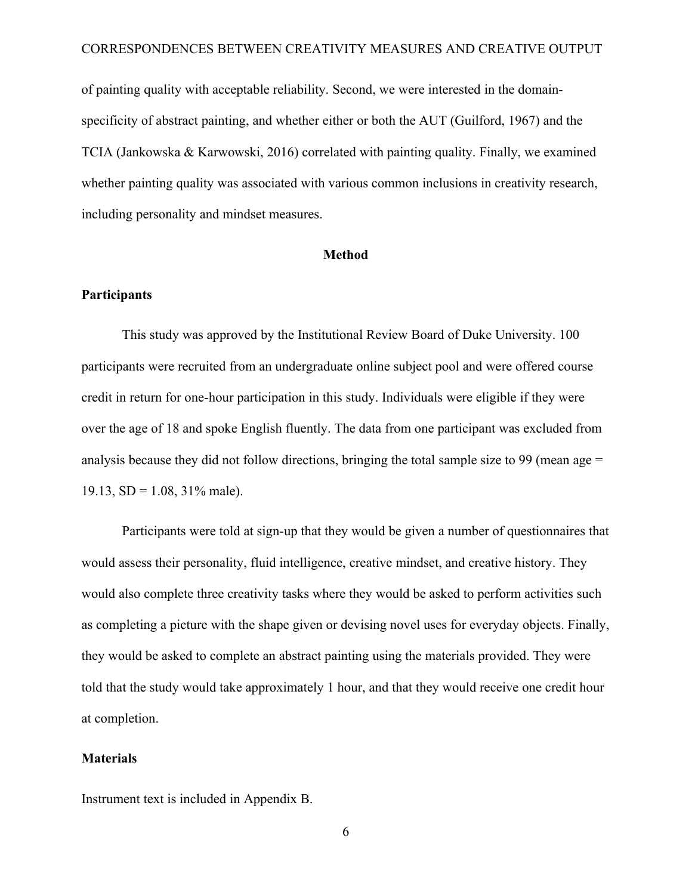of painting quality with acceptable reliability. Second, we were interested in the domain-specificity of abstract painting, and whether either or both the AUT (Guilford, 1967) and the TCIA (Jankowska & Karwowski, 2016) correlated with painting quality. Finally, we examined whether painting quality was associated with various common inclusions in creativity research, including personality and mindset measures.

# Method

## Participants

This study was approved by the Institutional Review Board of Duke University. 100 participants were recruited from an undergraduate online subject pool and were offered course credit in return for one-hour participation in this study. Individuals were eligible if they were over the age of 18 and spoke English fluently. The data from one participant was excluded from analysis because they did not follow directions, bringing the total sample size to 99 (mean age = 19.13, SD = 1.08, 31% male).

Participants were told at sign-up that they would be given a number of questionnaires that would assess their personality, fluid intelligence, creative mindset, and creative history. They would also complete three creativity tasks where they would be asked to perform activities such as completing a picture with the shape given or devising novel uses for everyday objects. Finally, they would be asked to complete an abstract painting using the materials provided. They were told that the study would take approximately 1 hour, and that they would receive one credit hour at completion.

## Materials

Instrument text is included in Appendix B.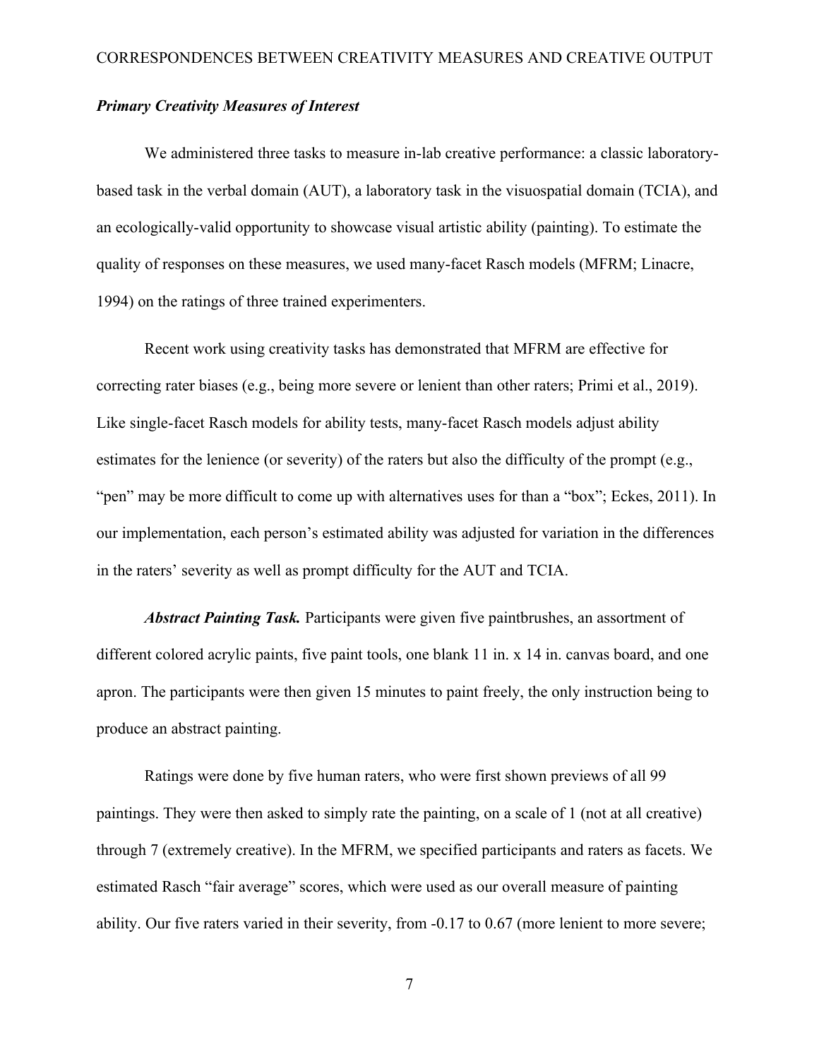### ***Primary Creativity Measures of Interest***

We administered three tasks to measure in-lab creative performance: a classic laboratory-based task in the verbal domain (AUT), a laboratory task in the visuospatial domain (TCIA), and an ecologically-valid opportunity to showcase visual artistic ability (painting). To estimate the quality of responses on these measures, we used many-facet Rasch models (MFRM; Linacre, 1994) on the ratings of three trained experimenters.

Recent work using creativity tasks has demonstrated that MFRM are effective for correcting rater biases (e.g., being more severe or lenient than other raters; Primi et al., 2019). Like single-facet Rasch models for ability tests, many-facet Rasch models adjust ability estimates for the lenience (or severity) of the raters but also the difficulty of the prompt (e.g., "pen" may be more difficult to come up with alternatives uses for than a "box"; Eckes, 2011). In our implementation, each person's estimated ability was adjusted for variation in the differences in the raters' severity as well as prompt difficulty for the AUT and TCIA.

***Abstract Painting Task.*** Participants were given five paintbrushes, an assortment of different colored acrylic paints, five paint tools, one blank 11 in. x 14 in. canvas board, and one apron. The participants were then given 15 minutes to paint freely, the only instruction being to produce an abstract painting.

Ratings were done by five human raters, who were first shown previews of all 99 paintings. They were then asked to simply rate the painting, on a scale of 1 (not at all creative) through 7 (extremely creative). In the MFRM, we specified participants and raters as facets. We estimated Rasch "fair average" scores, which were used as our overall measure of painting ability. Our five raters varied in their severity, from -0.17 to 0.67 (more lenient to more severe;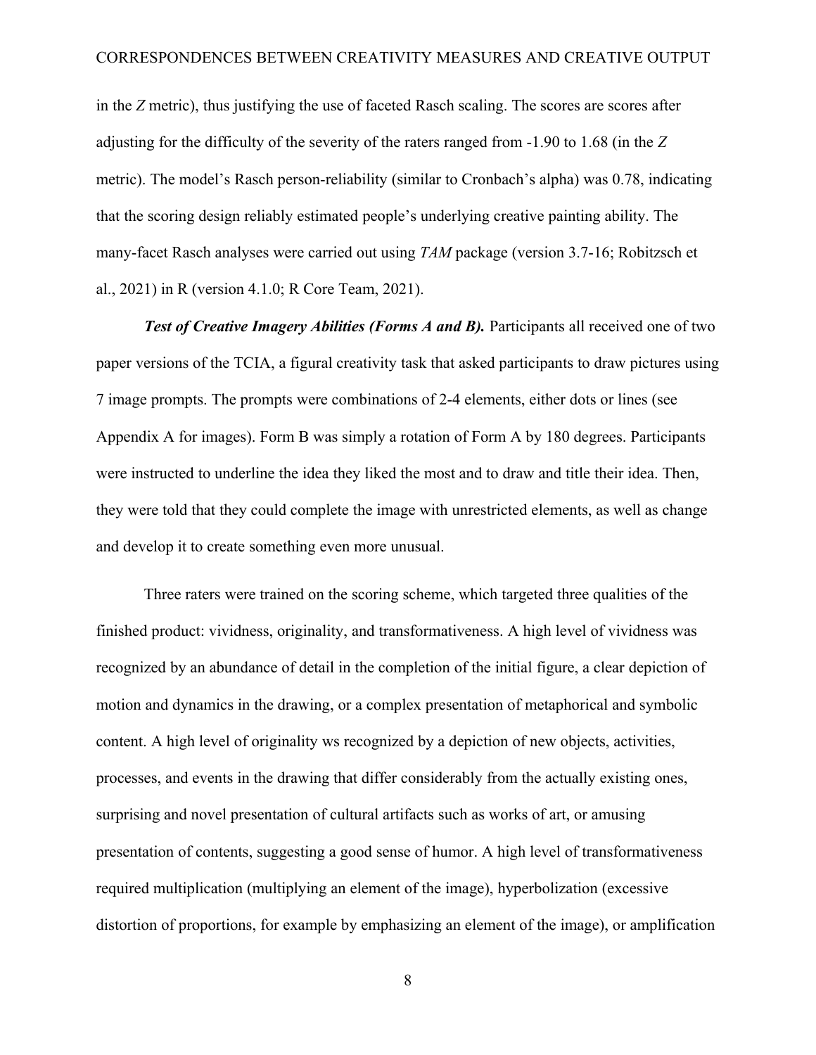in the *Z* metric), thus justifying the use of faceted Rasch scaling. The scores are scores after adjusting for the difficulty of the severity of the raters ranged from -1.90 to 1.68 (in the *Z* metric). The model's Rasch person-reliability (similar to Cronbach's alpha) was 0.78, indicating that the scoring design reliably estimated people's underlying creative painting ability. The many-facet Rasch analyses were carried out using *TAM* package (version 3.7-16; Robitzsch et al., 2021) in R (version 4.1.0; R Core Team, 2021).

***Test of Creative Imagery Abilities (Forms A and B).*** Participants all received one of two paper versions of the TCIA, a figural creativity task that asked participants to draw pictures using 7 image prompts. The prompts were combinations of 2-4 elements, either dots or lines (see Appendix A for images). Form B was simply a rotation of Form A by 180 degrees. Participants were instructed to underline the idea they liked the most and to draw and title their idea. Then, they were told that they could complete the image with unrestricted elements, as well as change and develop it to create something even more unusual.

Three raters were trained on the scoring scheme, which targeted three qualities of the finished product: vividness, originality, and transformativeness. A high level of vividness was recognized by an abundance of detail in the completion of the initial figure, a clear depiction of motion and dynamics in the drawing, or a complex presentation of metaphorical and symbolic content. A high level of originality ws recognized by a depiction of new objects, activities, processes, and events in the drawing that differ considerably from the actually existing ones, surprising and novel presentation of cultural artifacts such as works of art, or amusing presentation of contents, suggesting a good sense of humor. A high level of transformativeness required multiplication (multiplying an element of the image), hyperbolization (excessive distortion of proportions, for example by emphasizing an element of the image), or amplification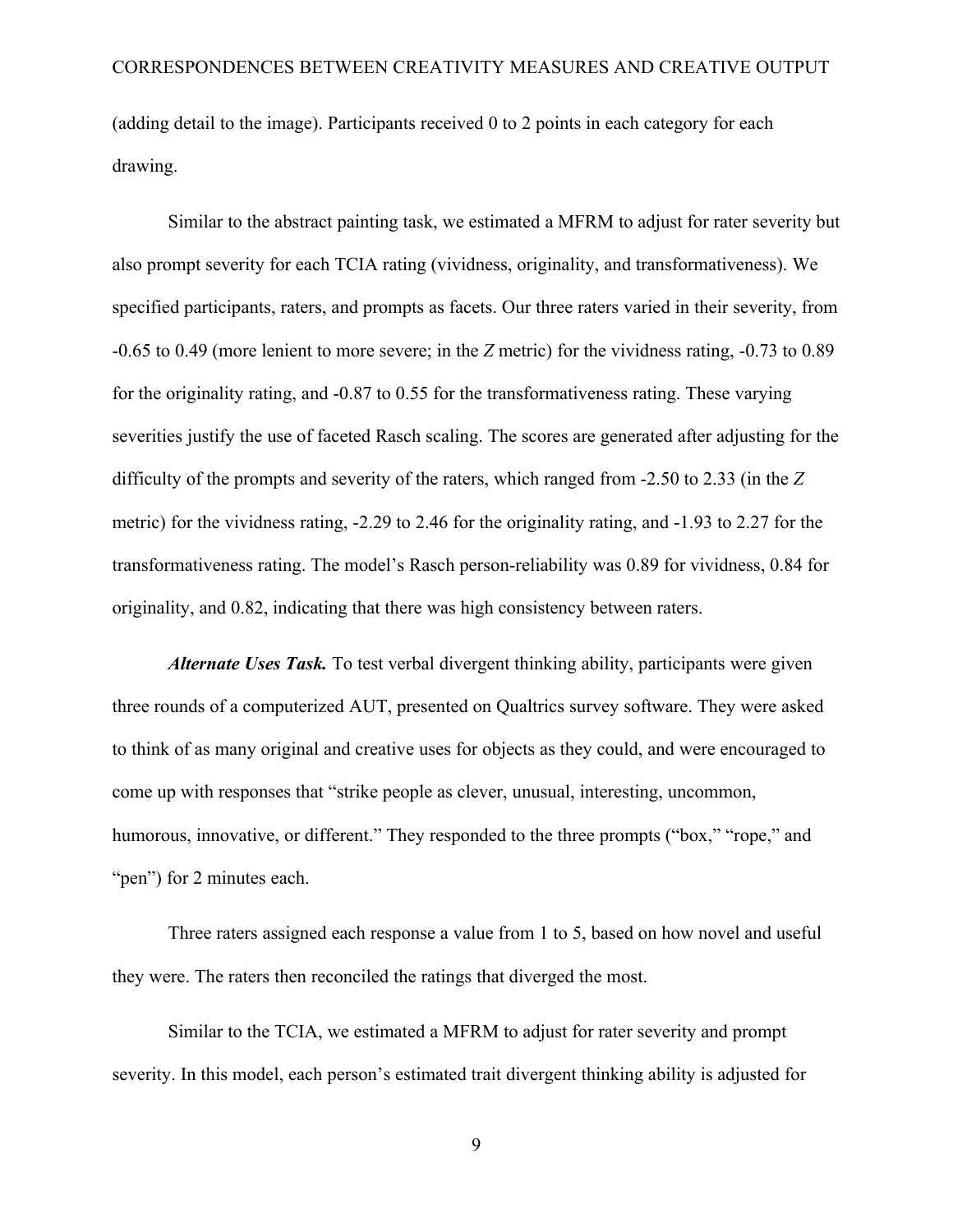(adding detail to the image). Participants received 0 to 2 points in each category for each drawing.

Similar to the abstract painting task, we estimated a MFRM to adjust for rater severity but also prompt severity for each TCIA rating (vividness, originality, and transformativeness). We specified participants, raters, and prompts as facets. Our three raters varied in their severity, from -0.65 to 0.49 (more lenient to more severe; in the *Z* metric) for the vividness rating, -0.73 to 0.89 for the originality rating, and -0.87 to 0.55 for the transformativeness rating. These varying severities justify the use of faceted Rasch scaling. The scores are generated after adjusting for the difficulty of the prompts and severity of the raters, which ranged from -2.50 to 2.33 (in the *Z* metric) for the vividness rating, -2.29 to 2.46 for the originality rating, and -1.93 to 2.27 for the transformativeness rating. The model's Rasch person-reliability was 0.89 for vividness, 0.84 for originality, and 0.82, indicating that there was high consistency between raters.

***Alternate Uses Task.*** To test verbal divergent thinking ability, participants were given three rounds of a computerized AUT, presented on Qualtrics survey software. They were asked to think of as many original and creative uses for objects as they could, and were encouraged to come up with responses that "strike people as clever, unusual, interesting, uncommon, humorous, innovative, or different." They responded to the three prompts ("box," "rope," and "pen") for 2 minutes each.

Three raters assigned each response a value from 1 to 5, based on how novel and useful they were. The raters then reconciled the ratings that diverged the most.

Similar to the TCIA, we estimated a MFRM to adjust for rater severity and prompt severity. In this model, each person's estimated trait divergent thinking ability is adjusted for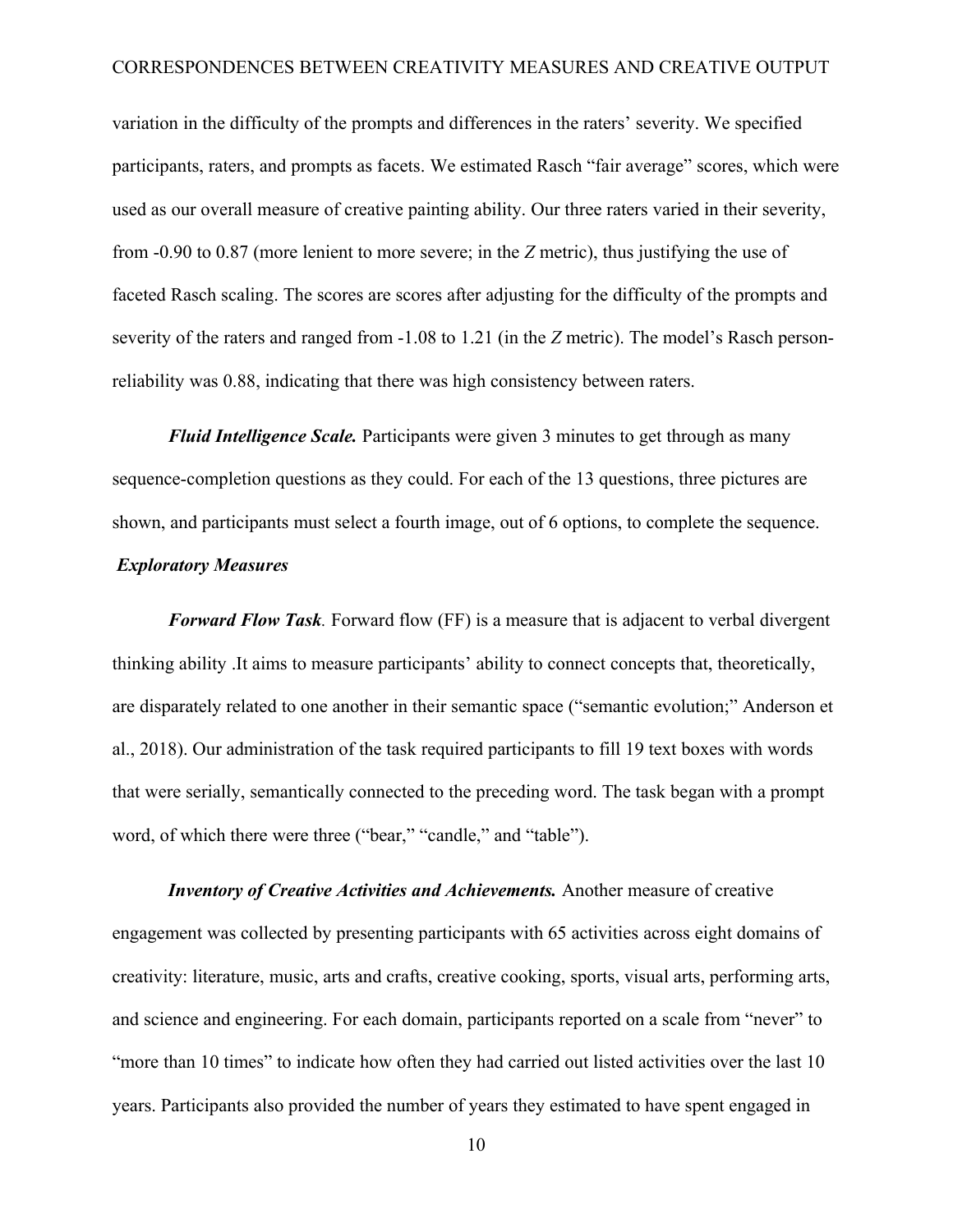variation in the difficulty of the prompts and differences in the raters' severity. We specified participants, raters, and prompts as facets. We estimated Rasch "fair average" scores, which were used as our overall measure of creative painting ability. Our three raters varied in their severity, from -0.90 to 0.87 (more lenient to more severe; in the *Z* metric), thus justifying the use of faceted Rasch scaling. The scores are scores after adjusting for the difficulty of the prompts and severity of the raters and ranged from -1.08 to 1.21 (in the *Z* metric). The model's Rasch person-reliability was 0.88, indicating that there was high consistency between raters.

***Fluid Intelligence Scale.*** Participants were given 3 minutes to get through as many sequence-completion questions as they could. For each of the 13 questions, three pictures are shown, and participants must select a fourth image, out of 6 options, to complete the sequence.

### *Exploratory Measures*

***Forward Flow Task*.** Forward flow (FF) is a measure that is adjacent to verbal divergent thinking ability .It aims to measure participants' ability to connect concepts that, theoretically, are disparately related to one another in their semantic space ("semantic evolution;" Anderson et al., 2018). Our administration of the task required participants to fill 19 text boxes with words that were serially, semantically connected to the preceding word. The task began with a prompt word, of which there were three ("bear," "candle," and "table").

***Inventory of Creative Activities and Achievements.*** Another measure of creative engagement was collected by presenting participants with 65 activities across eight domains of creativity: literature, music, arts and crafts, creative cooking, sports, visual arts, performing arts, and science and engineering. For each domain, participants reported on a scale from "never" to "more than 10 times" to indicate how often they had carried out listed activities over the last 10 years. Participants also provided the number of years they estimated to have spent engaged in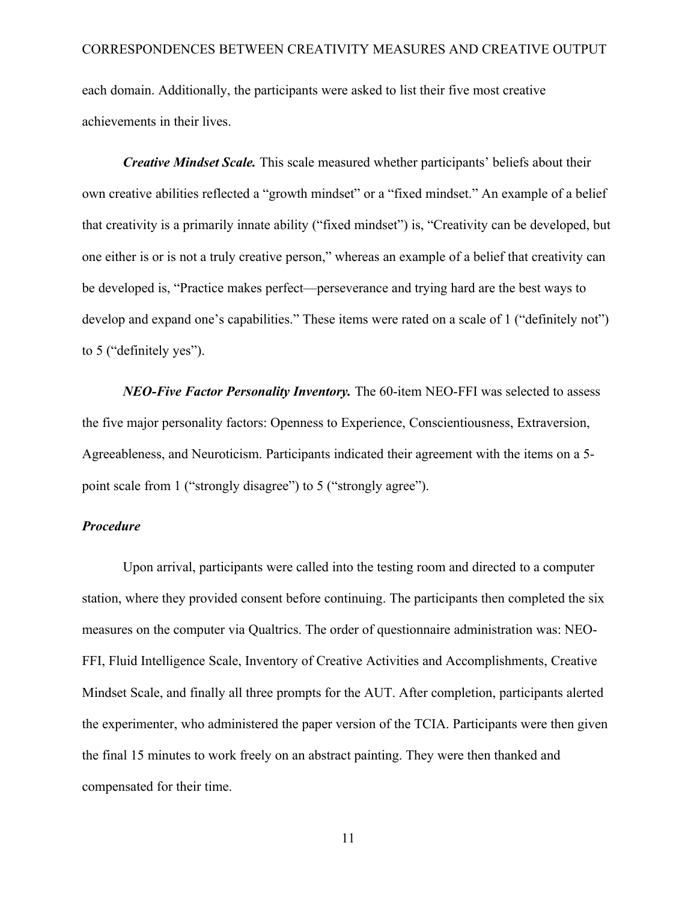each domain. Additionally, the participants were asked to list their five most creative achievements in their lives.

***Creative Mindset Scale.*** This scale measured whether participants' beliefs about their own creative abilities reflected a "growth mindset" or a "fixed mindset." An example of a belief that creativity is a primarily innate ability ("fixed mindset") is, "Creativity can be developed, but one either is or is not a truly creative person," whereas an example of a belief that creativity can be developed is, "Practice makes perfect—perseverance and trying hard are the best ways to develop and expand one's capabilities." These items were rated on a scale of 1 ("definitely not") to 5 ("definitely yes").

***NEO-Five Factor Personality Inventory.*** The 60-item NEO-FFI was selected to assess the five major personality factors: Openness to Experience, Conscientiousness, Extraversion, Agreeableness, and Neuroticism. Participants indicated their agreement with the items on a 5-point scale from 1 ("strongly disagree") to 5 ("strongly agree").

### *Procedure*

Upon arrival, participants were called into the testing room and directed to a computer station, where they provided consent before continuing. The participants then completed the six measures on the computer via Qualtrics. The order of questionnaire administration was: NEO-FFI, Fluid Intelligence Scale, Inventory of Creative Activities and Accomplishments, Creative Mindset Scale, and finally all three prompts for the AUT. After completion, participants alerted the experimenter, who administered the paper version of the TCIA. Participants were then given the final 15 minutes to work freely on an abstract painting. They were then thanked and compensated for their time.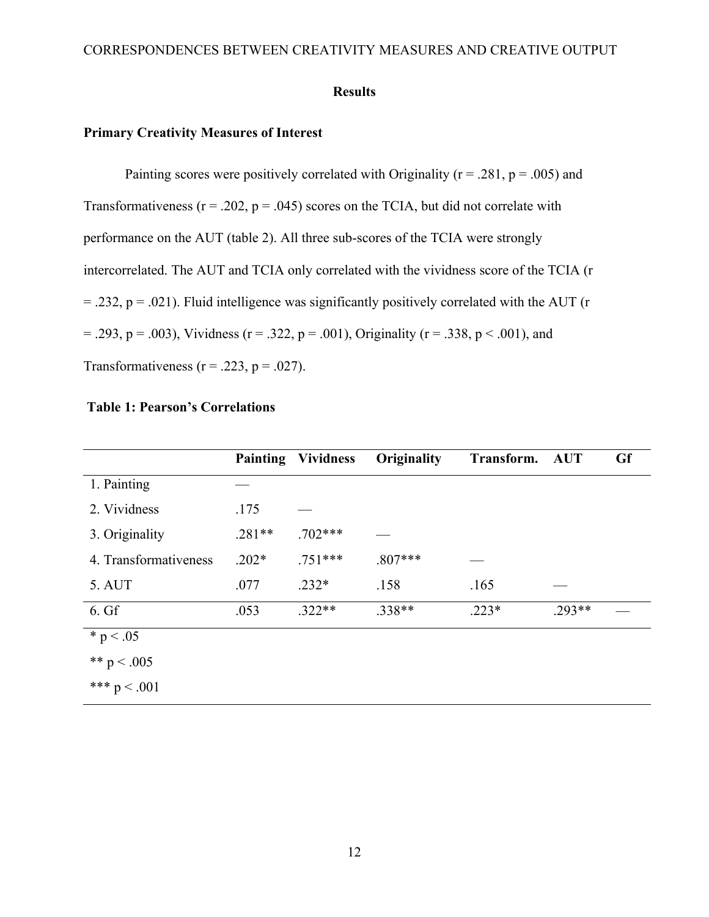# Results

## Primary Creativity Measures of Interest

Painting scores were positively correlated with Originality ($r = .281$, $p = .005$) and Transformativeness ($r = .202$, $p = .045$) scores on the TCIA, but did not correlate with performance on the AUT (table 2). All three sub-scores of the TCIA were strongly intercorrelated. The AUT and TCIA only correlated with the vividness score of the TCIA ($r = .232$, $p = .021$). Fluid intelligence was significantly positively correlated with the AUT ($r = .293$, $p = .003$), Vividness ($r = .322$, $p = .001$), Originality ($r = .338$, $p < .001$), and Transformativeness ($r = .223$, $p = .027$).

**Table 1: Pearson's Correlations**

| | Painting | Vividness | Originality | Transform. | AUT | Gf |
|---|---|---|---|---|---|---|
| 1. Painting | — | | | | | |
| 2. Vividness | .175 | — | | | | |
| 3. Originality | .281** | .702*** | — | | | |
| 4. Transformativeness | .202* | .751*** | .807*** | — | | |
| 5. AUT | .077 | .232* | .158 | .165 | — | |
| 6. Gf | .053 | .322** | .338** | .223* | .293** | — |

* $p < .05$

** $p < .005$

*** $p < .001$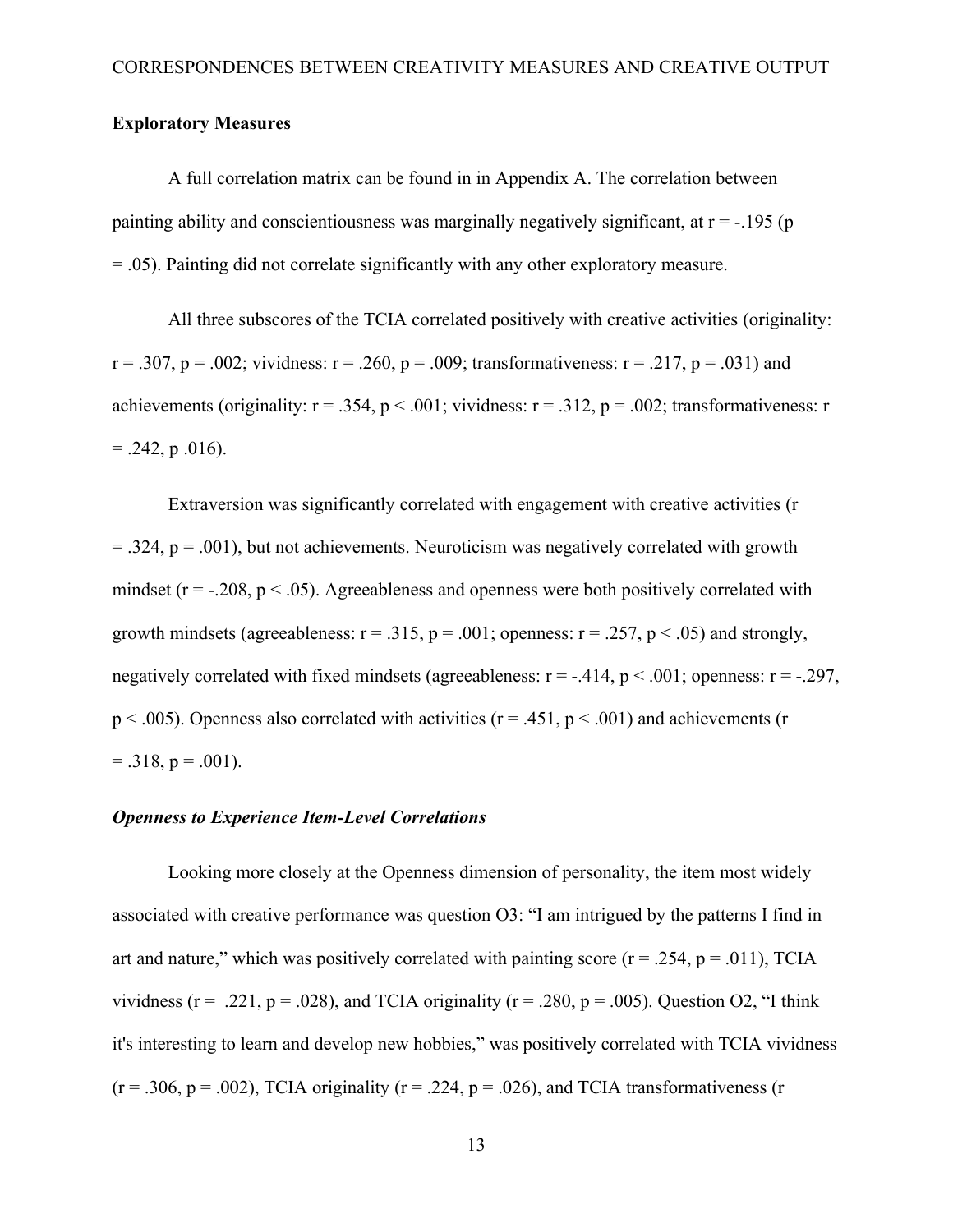### Exploratory Measures

A full correlation matrix can be found in in Appendix A. The correlation between painting ability and conscientiousness was marginally negatively significant, at $r = -.195$ ($p = .05$). Painting did not correlate significantly with any other exploratory measure.

All three subscores of the TCIA correlated positively with creative activities (originality: $r = .307$, $p = .002$; vividness: $r = .260$, $p = .009$; transformativeness: $r = .217$, $p = .031$) and achievements (originality: $r = .354$, $p < .001$; vividness: $r = .312$, $p = .002$; transformativeness: $r = .242$, p .016).

Extraversion was significantly correlated with engagement with creative activities ($r = .324$, $p = .001$), but not achievements. Neuroticism was negatively correlated with growth mindset ($r = -.208$, $p < .05$). Agreeableness and openness were both positively correlated with growth mindsets (agreeableness: $r = .315$, $p = .001$; openness: $r = .257$, $p < .05$) and strongly, negatively correlated with fixed mindsets (agreeableness: $r = -.414$, $p < .001$; openness: $r = -.297$, $p < .005$). Openness also correlated with activities ($r = .451$, $p < .001$) and achievements ($r = .318$, $p = .001$).

#### *Openness to Experience Item-Level Correlations*

Looking more closely at the Openness dimension of personality, the item most widely associated with creative performance was question O3: "I am intrigued by the patterns I find in art and nature," which was positively correlated with painting score ($r = .254$, $p = .011$), TCIA vividness ($r = .221$, $p = .028$), and TCIA originality ($r = .280$, $p = .005$). Question O2, "I think it's interesting to learn and develop new hobbies," was positively correlated with TCIA vividness ($r = .306$, $p = .002$), TCIA originality ($r = .224$, $p = .026$), and TCIA transformativeness (r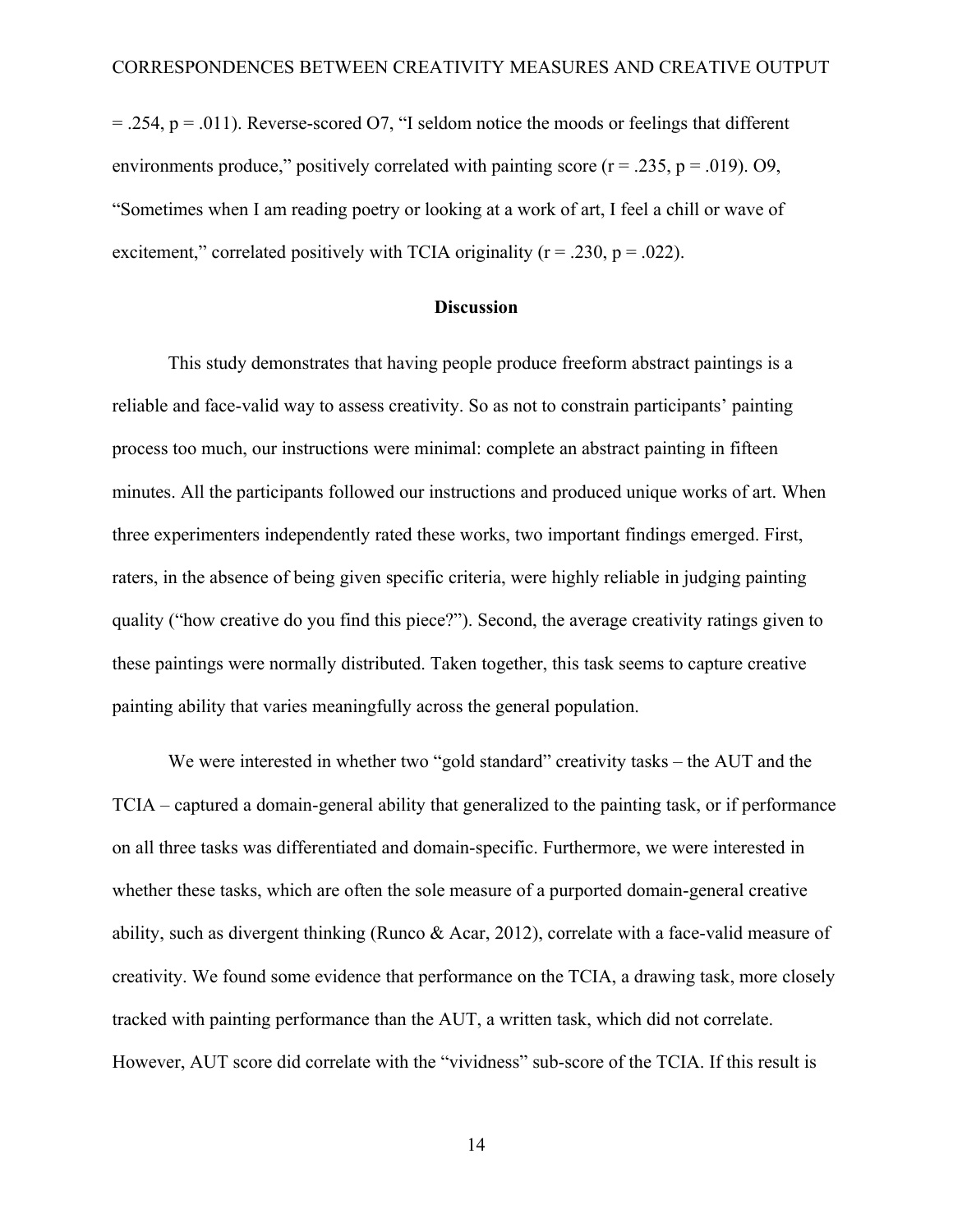= .254, $p = .011$). Reverse-scored O7, “I seldom notice the moods or feelings that different environments produce,” positively correlated with painting score ($r = .235$, $p = .019$). O9, “Sometimes when I am reading poetry or looking at a work of art, I feel a chill or wave of excitement,” correlated positively with TCIA originality ($r = .230$, $p = .022$).

## Discussion

This study demonstrates that having people produce freeform abstract paintings is a reliable and face-valid way to assess creativity. So as not to constrain participants’ painting process too much, our instructions were minimal: complete an abstract painting in fifteen minutes. All the participants followed our instructions and produced unique works of art. When three experimenters independently rated these works, two important findings emerged. First, raters, in the absence of being given specific criteria, were highly reliable in judging painting quality (“how creative do you find this piece?”). Second, the average creativity ratings given to these paintings were normally distributed. Taken together, this task seems to capture creative painting ability that varies meaningfully across the general population.

We were interested in whether two “gold standard” creativity tasks – the AUT and the TCIA – captured a domain-general ability that generalized to the painting task, or if performance on all three tasks was differentiated and domain-specific. Furthermore, we were interested in whether these tasks, which are often the sole measure of a purported domain-general creative ability, such as divergent thinking (Runco & Acar, 2012), correlate with a face-valid measure of creativity. We found some evidence that performance on the TCIA, a drawing task, more closely tracked with painting performance than the AUT, a written task, which did not correlate. However, AUT score did correlate with the “vividness” sub-score of the TCIA. If this result is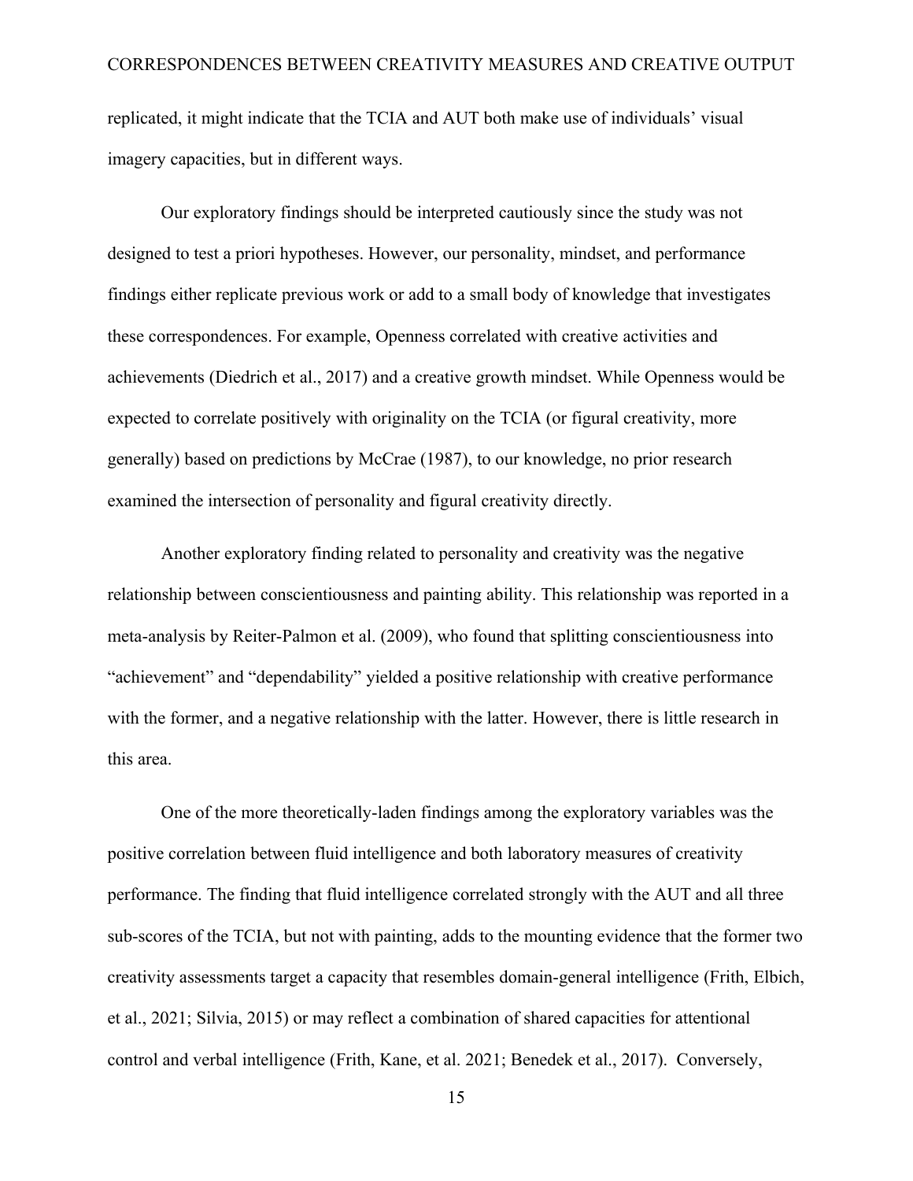replicated, it might indicate that the TCIA and AUT both make use of individuals' visual imagery capacities, but in different ways.

Our exploratory findings should be interpreted cautiously since the study was not designed to test a priori hypotheses. However, our personality, mindset, and performance findings either replicate previous work or add to a small body of knowledge that investigates these correspondences. For example, Openness correlated with creative activities and achievements (Diedrich et al., 2017) and a creative growth mindset. While Openness would be expected to correlate positively with originality on the TCIA (or figural creativity, more generally) based on predictions by McCrae (1987), to our knowledge, no prior research examined the intersection of personality and figural creativity directly.

Another exploratory finding related to personality and creativity was the negative relationship between conscientiousness and painting ability. This relationship was reported in a meta-analysis by Reiter-Palmon et al. (2009), who found that splitting conscientiousness into "achievement" and "dependability" yielded a positive relationship with creative performance with the former, and a negative relationship with the latter. However, there is little research in this area.

One of the more theoretically-laden findings among the exploratory variables was the positive correlation between fluid intelligence and both laboratory measures of creativity performance. The finding that fluid intelligence correlated strongly with the AUT and all three sub-scores of the TCIA, but not with painting, adds to the mounting evidence that the former two creativity assessments target a capacity that resembles domain-general intelligence (Frith, Elbich, et al., 2021; Silvia, 2015) or may reflect a combination of shared capacities for attentional control and verbal intelligence (Frith, Kane, et al. 2021; Benedek et al., 2017). Conversely,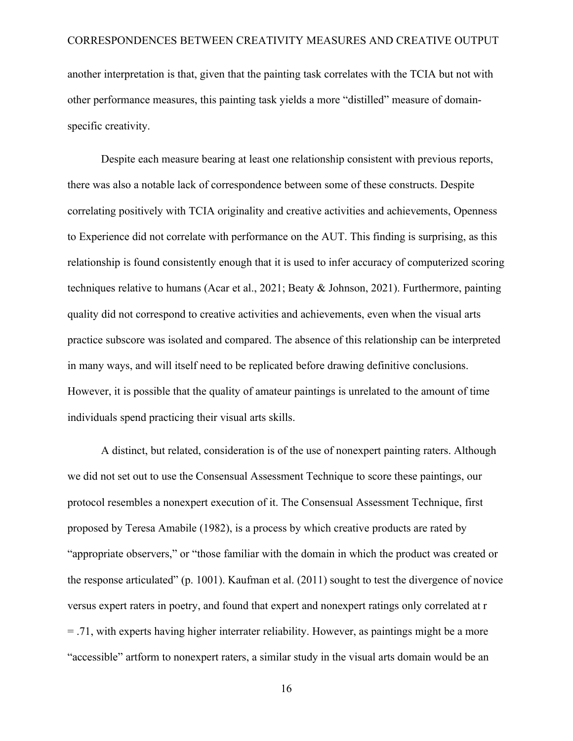another interpretation is that, given that the painting task correlates with the TCIA but not with other performance measures, this painting task yields a more "distilled" measure of domain-specific creativity.

Despite each measure bearing at least one relationship consistent with previous reports, there was also a notable lack of correspondence between some of these constructs. Despite correlating positively with TCIA originality and creative activities and achievements, Openness to Experience did not correlate with performance on the AUT. This finding is surprising, as this relationship is found consistently enough that it is used to infer accuracy of computerized scoring techniques relative to humans (Acar et al., 2021; Beaty & Johnson, 2021). Furthermore, painting quality did not correspond to creative activities and achievements, even when the visual arts practice subscore was isolated and compared. The absence of this relationship can be interpreted in many ways, and will itself need to be replicated before drawing definitive conclusions. However, it is possible that the quality of amateur paintings is unrelated to the amount of time individuals spend practicing their visual arts skills.

A distinct, but related, consideration is of the use of nonexpert painting raters. Although we did not set out to use the Consensual Assessment Technique to score these paintings, our protocol resembles a nonexpert execution of it. The Consensual Assessment Technique, first proposed by Teresa Amabile (1982), is a process by which creative products are rated by "appropriate observers," or "those familiar with the domain in which the product was created or the response articulated" (p. 1001). Kaufman et al. (2011) sought to test the divergence of novice versus expert raters in poetry, and found that expert and nonexpert ratings only correlated at $r = .71$, with experts having higher interrater reliability. However, as paintings might be a more "accessible" artform to nonexpert raters, a similar study in the visual arts domain would be an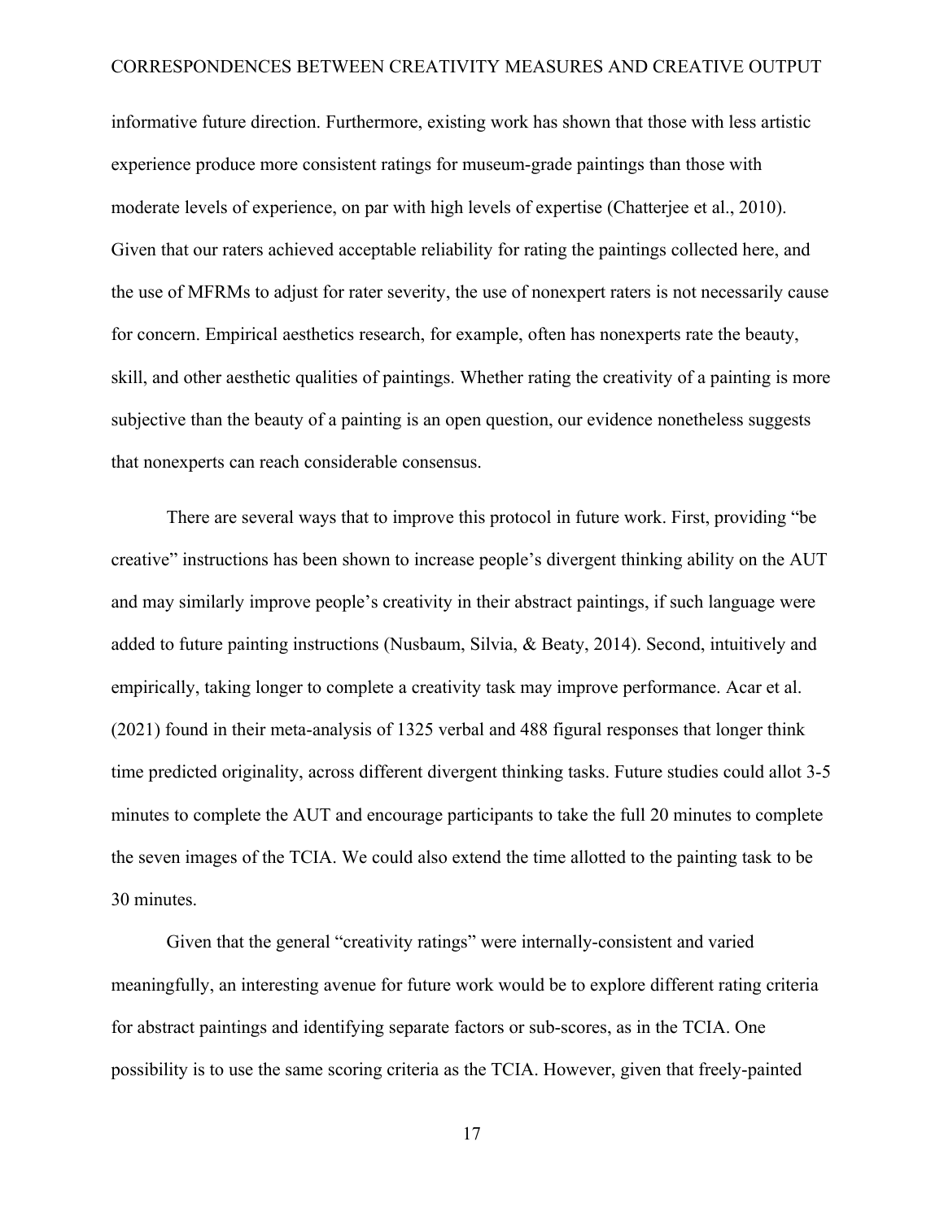informative future direction. Furthermore, existing work has shown that those with less artistic experience produce more consistent ratings for museum-grade paintings than those with moderate levels of experience, on par with high levels of expertise (Chatterjee et al., 2010). Given that our raters achieved acceptable reliability for rating the paintings collected here, and the use of MFRMs to adjust for rater severity, the use of nonexpert raters is not necessarily cause for concern. Empirical aesthetics research, for example, often has nonexperts rate the beauty, skill, and other aesthetic qualities of paintings. Whether rating the creativity of a painting is more subjective than the beauty of a painting is an open question, our evidence nonetheless suggests that nonexperts can reach considerable consensus.

There are several ways that to improve this protocol in future work. First, providing "be creative" instructions has been shown to increase people's divergent thinking ability on the AUT and may similarly improve people's creativity in their abstract paintings, if such language were added to future painting instructions (Nusbaum, Silvia, & Beaty, 2014). Second, intuitively and empirically, taking longer to complete a creativity task may improve performance. Acar et al. (2021) found in their meta-analysis of 1325 verbal and 488 figural responses that longer think time predicted originality, across different divergent thinking tasks. Future studies could allot 3-5 minutes to complete the AUT and encourage participants to take the full 20 minutes to complete the seven images of the TCIA. We could also extend the time allotted to the painting task to be 30 minutes.

Given that the general "creativity ratings" were internally-consistent and varied meaningfully, an interesting avenue for future work would be to explore different rating criteria for abstract paintings and identifying separate factors or sub-scores, as in the TCIA. One possibility is to use the same scoring criteria as the TCIA. However, given that freely-painted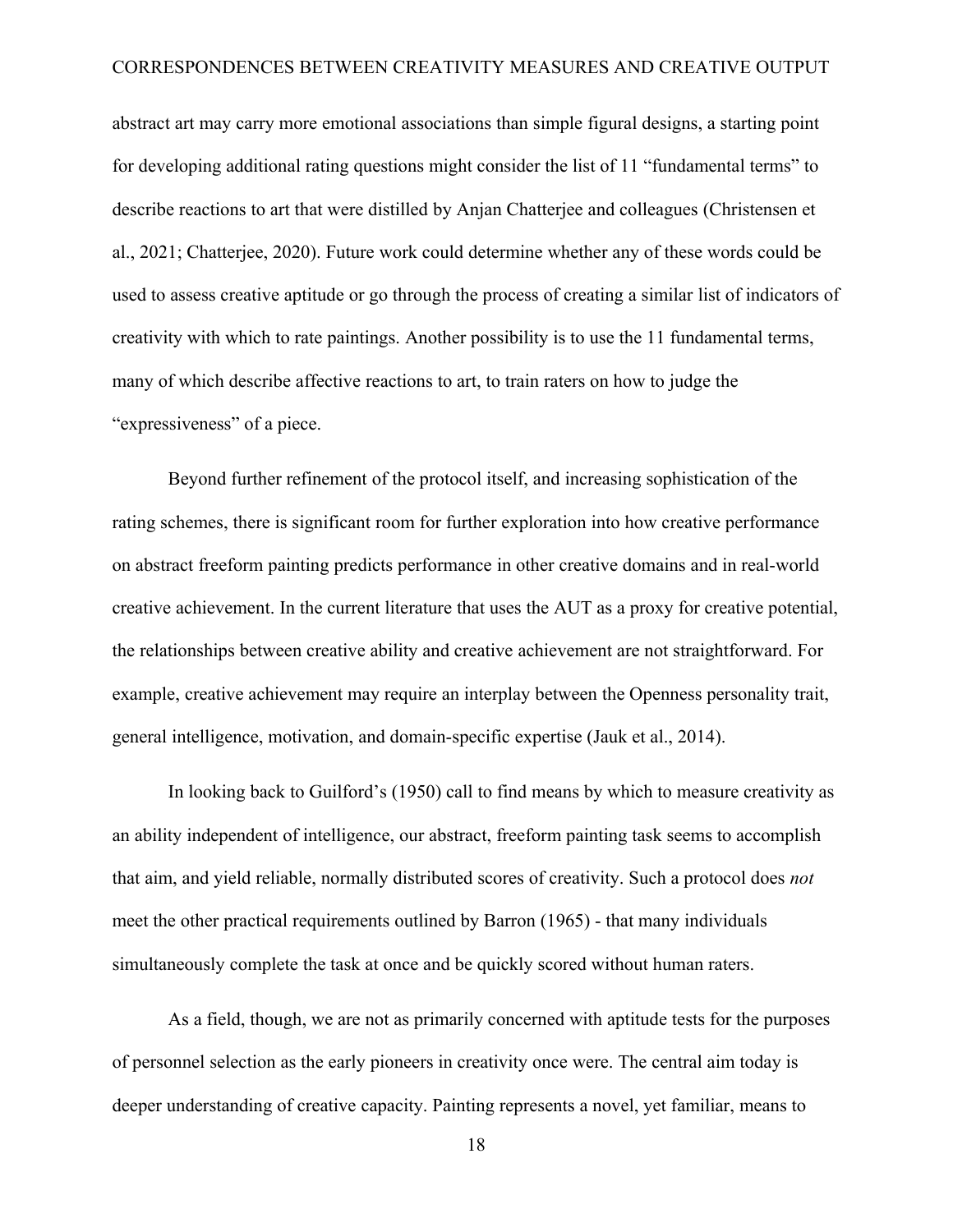abstract art may carry more emotional associations than simple figural designs, a starting point for developing additional rating questions might consider the list of 11 "fundamental terms" to describe reactions to art that were distilled by Anjan Chatterjee and colleagues (Christensen et al., 2021; Chatterjee, 2020). Future work could determine whether any of these words could be used to assess creative aptitude or go through the process of creating a similar list of indicators of creativity with which to rate paintings. Another possibility is to use the 11 fundamental terms, many of which describe affective reactions to art, to train raters on how to judge the "expressiveness" of a piece.

Beyond further refinement of the protocol itself, and increasing sophistication of the rating schemes, there is significant room for further exploration into how creative performance on abstract freeform painting predicts performance in other creative domains and in real-world creative achievement. In the current literature that uses the AUT as a proxy for creative potential, the relationships between creative ability and creative achievement are not straightforward. For example, creative achievement may require an interplay between the Openness personality trait, general intelligence, motivation, and domain-specific expertise (Jauk et al., 2014).

In looking back to Guilford's (1950) call to find means by which to measure creativity as an ability independent of intelligence, our abstract, freeform painting task seems to accomplish that aim, and yield reliable, normally distributed scores of creativity. Such a protocol does *not* meet the other practical requirements outlined by Barron (1965) - that many individuals simultaneously complete the task at once and be quickly scored without human raters.

As a field, though, we are not as primarily concerned with aptitude tests for the purposes of personnel selection as the early pioneers in creativity once were. The central aim today is deeper understanding of creative capacity. Painting represents a novel, yet familiar, means to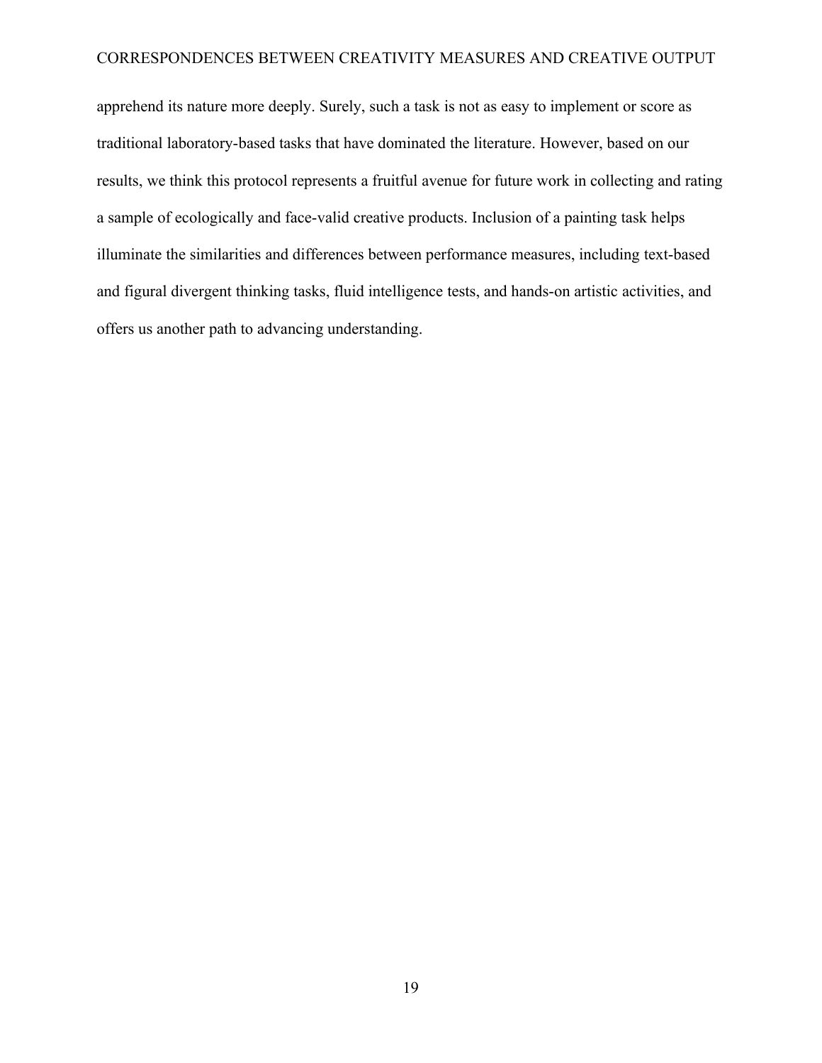apprehend its nature more deeply. Surely, such a task is not as easy to implement or score as traditional laboratory-based tasks that have dominated the literature. However, based on our results, we think this protocol represents a fruitful avenue for future work in collecting and rating a sample of ecologically and face-valid creative products. Inclusion of a painting task helps illuminate the similarities and differences between performance measures, including text-based and figural divergent thinking tasks, fluid intelligence tests, and hands-on artistic activities, and offers us another path to advancing understanding.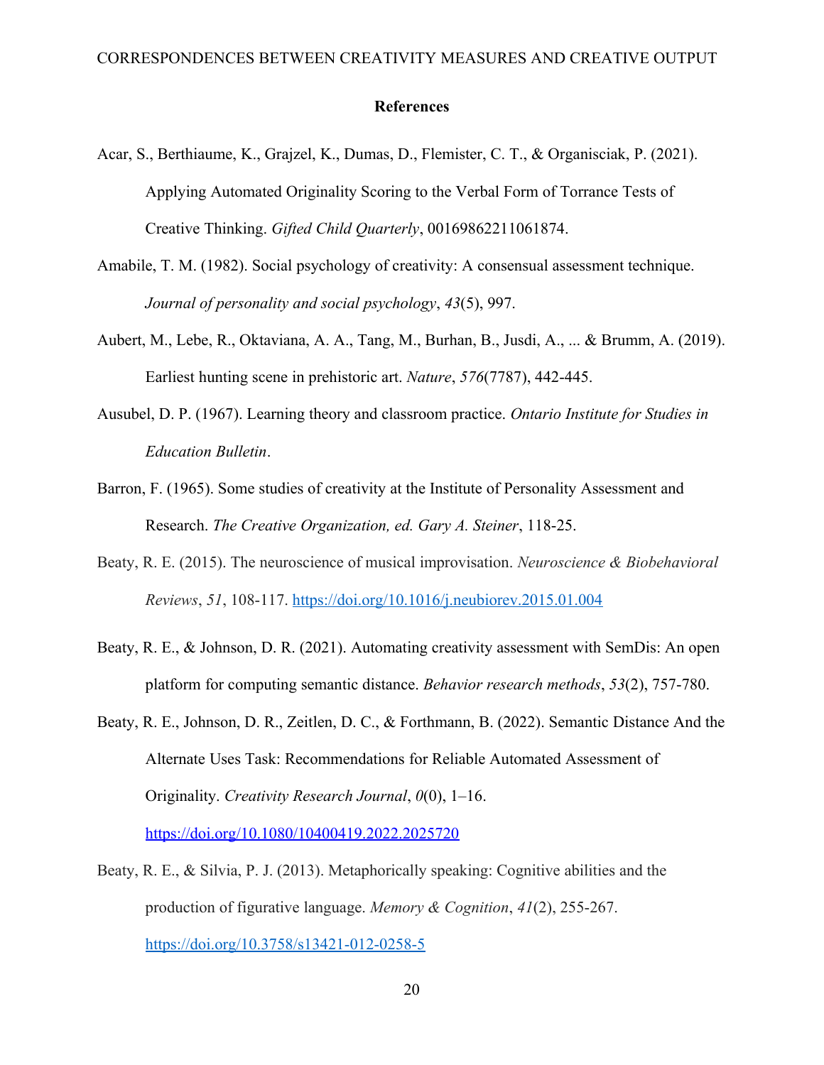## References

Acar, S., Berthiaume, K., Grajzel, K., Dumas, D., Flemister, C. T., & Organisciak, P. (2021). Applying Automated Originality Scoring to the Verbal Form of Torrance Tests of Creative Thinking. *Gifted Child Quarterly*, 00169862211061874.

Amabile, T. M. (1982). Social psychology of creativity: A consensual assessment technique. *Journal of personality and social psychology*, *43*(5), 997.

Aubert, M., Lebe, R., Oktaviana, A. A., Tang, M., Burhan, B., Jusdi, A., ... & Brumm, A. (2019). Earliest hunting scene in prehistoric art. *Nature*, *576*(7787), 442-445.

Ausubel, D. P. (1967). Learning theory and classroom practice. *Ontario Institute for Studies in Education Bulletin*.

Barron, F. (1965). Some studies of creativity at the Institute of Personality Assessment and Research. *The Creative Organization, ed. Gary A. Steiner*, 118-25.

Beaty, R. E. (2015). The neuroscience of musical improvisation. *Neuroscience & Biobehavioral Reviews*, *51*, 108-117. https://doi.org/10.1016/j.neubiorev.2015.01.004

Beaty, R. E., & Johnson, D. R. (2021). Automating creativity assessment with SemDis: An open platform for computing semantic distance. *Behavior research methods*, *53*(2), 757-780.

Beaty, R. E., Johnson, D. R., Zeitlen, D. C., & Forthmann, B. (2022). Semantic Distance And the Alternate Uses Task: Recommendations for Reliable Automated Assessment of Originality. *Creativity Research Journal*, *0*(0), 1–16. https://doi.org/10.1080/10400419.2022.2025720

Beaty, R. E., & Silvia, P. J. (2013). Metaphorically speaking: Cognitive abilities and the production of figurative language. *Memory & Cognition*, *41*(2), 255-267. https://doi.org/10.3758/s13421-012-0258-5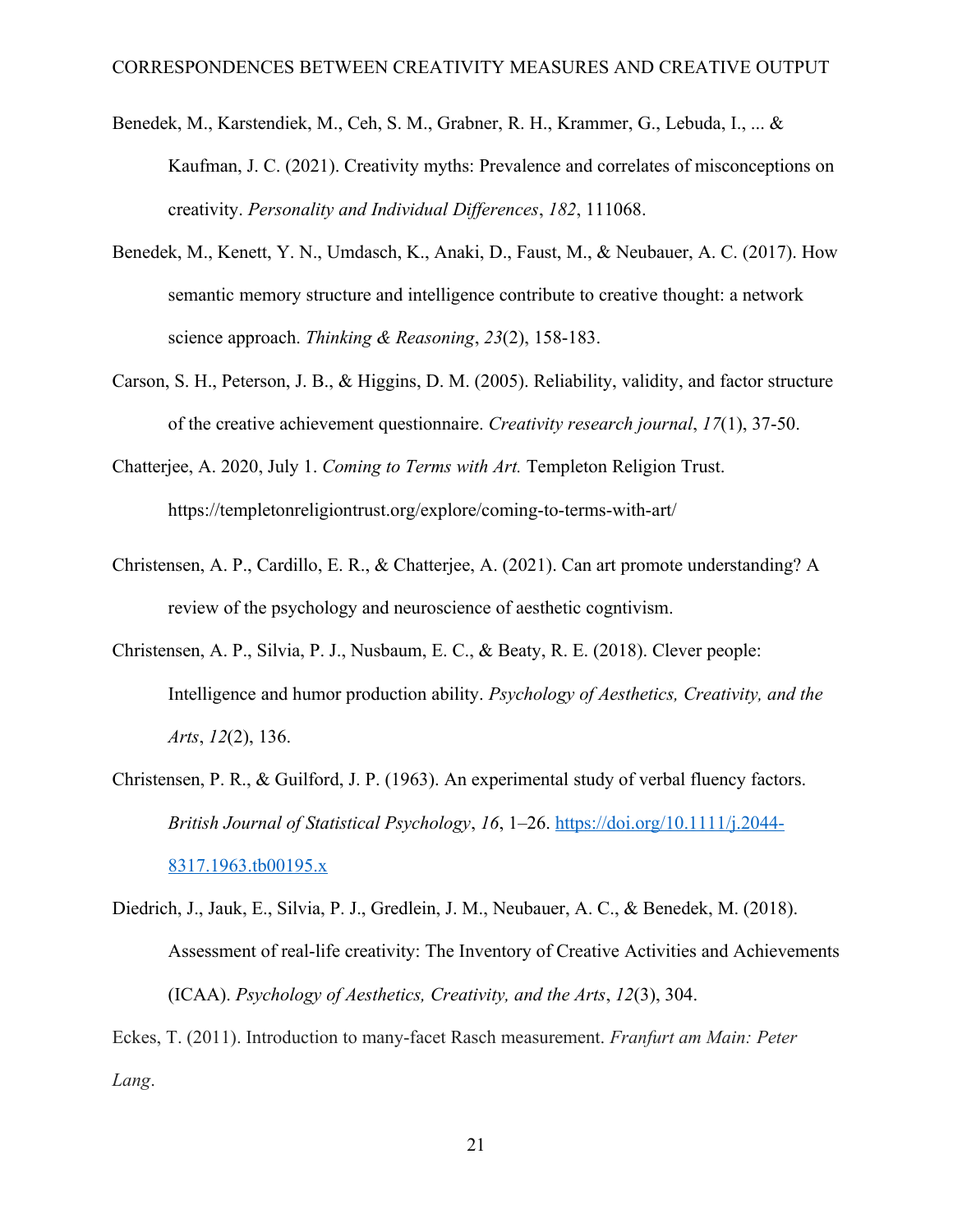Benedek, M., Karstendiek, M., Ceh, S. M., Grabner, R. H., Krammer, G., Lebuda, I., ... & Kaufman, J. C. (2021). Creativity myths: Prevalence and correlates of misconceptions on creativity. *Personality and Individual Differences*, *182*, 111068.

Benedek, M., Kenett, Y. N., Umdasch, K., Anaki, D., Faust, M., & Neubauer, A. C. (2017). How semantic memory structure and intelligence contribute to creative thought: a network science approach. *Thinking & Reasoning*, *23*(2), 158-183.

Carson, S. H., Peterson, J. B., & Higgins, D. M. (2005). Reliability, validity, and factor structure of the creative achievement questionnaire. *Creativity research journal*, *17*(1), 37-50.

Chatterjee, A. 2020, July 1. *Coming to Terms with Art.* Templeton Religion Trust. https://templetonreligiontrust.org/explore/coming-to-terms-with-art/

Christensen, A. P., Cardillo, E. R., & Chatterjee, A. (2021). Can art promote understanding? A review of the psychology and neuroscience of aesthetic cogntivism.

Christensen, A. P., Silvia, P. J., Nusbaum, E. C., & Beaty, R. E. (2018). Clever people: Intelligence and humor production ability. *Psychology of Aesthetics, Creativity, and the Arts*, *12*(2), 136.

Christensen, P. R., & Guilford, J. P. (1963). An experimental study of verbal fluency factors. *British Journal of Statistical Psychology*, *16*, 1–26. https://doi.org/10.1111/j.2044-8317.1963.tb00195.x

Diedrich, J., Jauk, E., Silvia, P. J., Gredlein, J. M., Neubauer, A. C., & Benedek, M. (2018). Assessment of real-life creativity: The Inventory of Creative Activities and Achievements (ICAA). *Psychology of Aesthetics, Creativity, and the Arts*, *12*(3), 304.

Eckes, T. (2011). Introduction to many-facet Rasch measurement. *Franfurt am Main: Peter Lang*.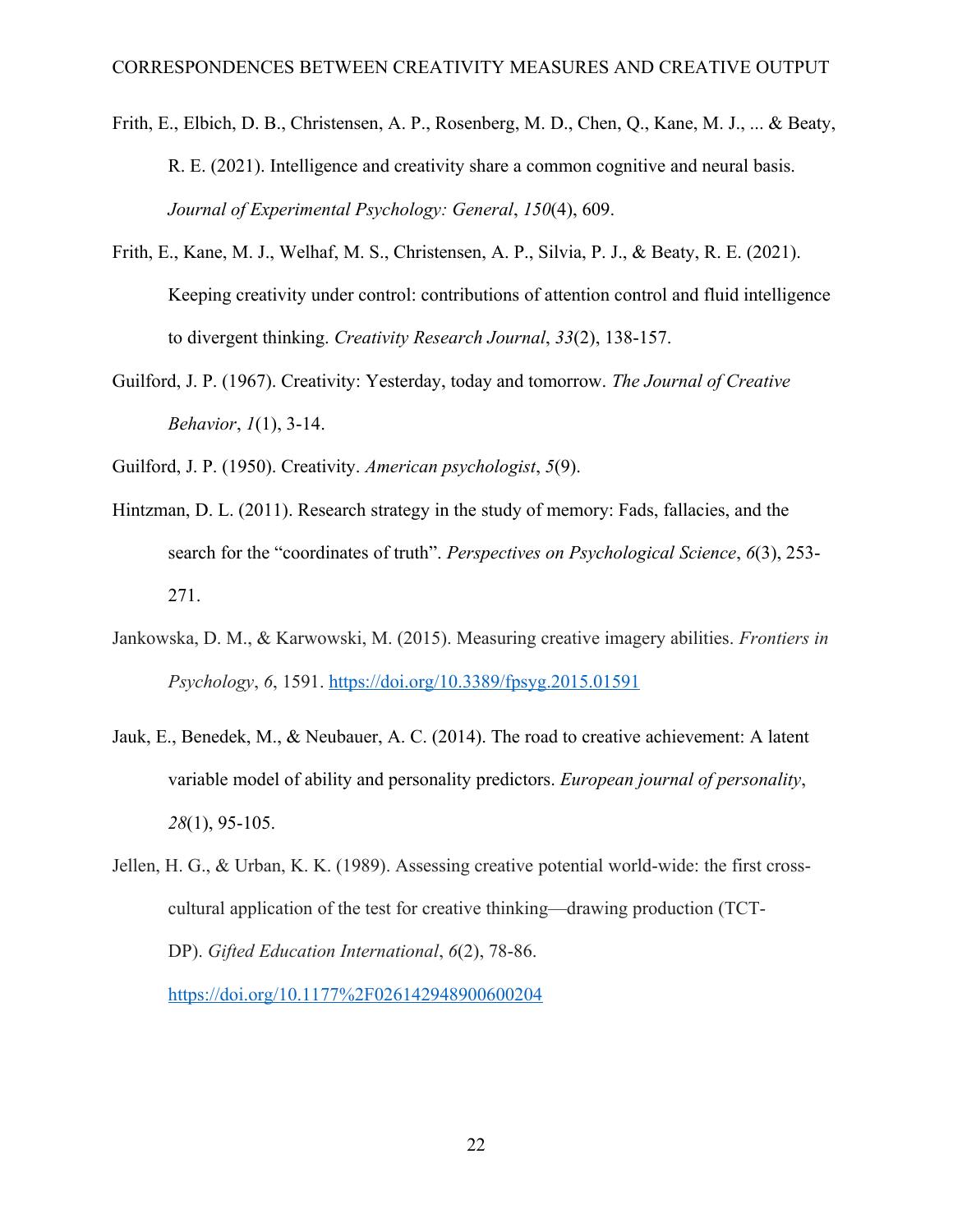Frith, E., Elbich, D. B., Christensen, A. P., Rosenberg, M. D., Chen, Q., Kane, M. J., ... & Beaty, R. E. (2021). Intelligence and creativity share a common cognitive and neural basis. *Journal of Experimental Psychology: General*, *150*(4), 609.

Frith, E., Kane, M. J., Welhaf, M. S., Christensen, A. P., Silvia, P. J., & Beaty, R. E. (2021). Keeping creativity under control: contributions of attention control and fluid intelligence to divergent thinking. *Creativity Research Journal*, *33*(2), 138-157.

Guilford, J. P. (1967). Creativity: Yesterday, today and tomorrow. *The Journal of Creative Behavior*, *1*(1), 3-14.

Guilford, J. P. (1950). Creativity. *American psychologist*, *5*(9).

Hintzman, D. L. (2011). Research strategy in the study of memory: Fads, fallacies, and the search for the "coordinates of truth". *Perspectives on Psychological Science*, *6*(3), 253-271.

Jankowska, D. M., & Karwowski, M. (2015). Measuring creative imagery abilities. *Frontiers in Psychology*, *6*, 1591. https://doi.org/10.3389/fpsyg.2015.01591

Jauk, E., Benedek, M., & Neubauer, A. C. (2014). The road to creative achievement: A latent variable model of ability and personality predictors. *European journal of personality*, *28*(1), 95-105.

Jellen, H. G., & Urban, K. K. (1989). Assessing creative potential world-wide: the first cross-cultural application of the test for creative thinking—drawing production (TCT-DP). *Gifted Education International*, *6*(2), 78-86. https://doi.org/10.1177%2F026142948900600204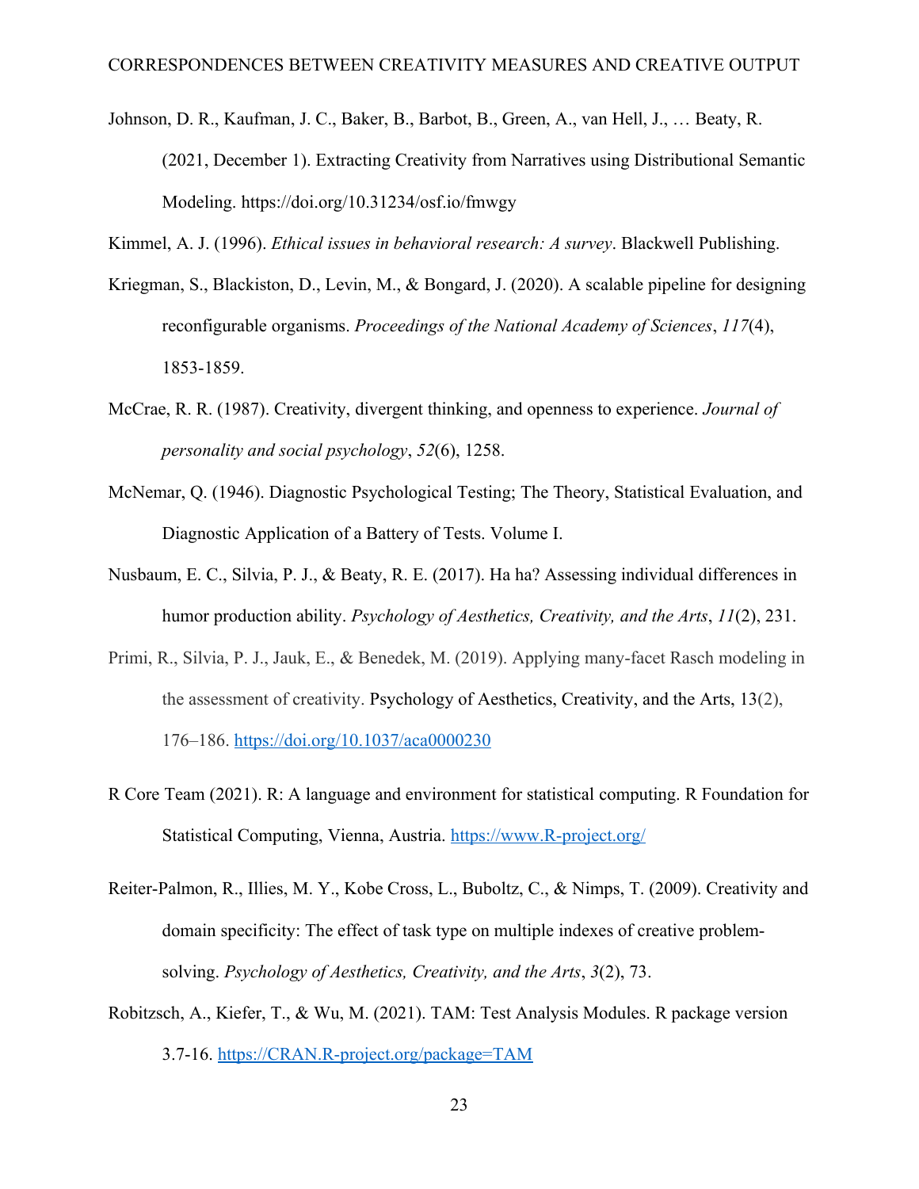Johnson, D. R., Kaufman, J. C., Baker, B., Barbot, B., Green, A., van Hell, J., … Beaty, R. (2021, December 1). Extracting Creativity from Narratives using Distributional Semantic Modeling. https://doi.org/10.31234/osf.io/fmwgy

Kimmel, A. J. (1996). *Ethical issues in behavioral research: A survey*. Blackwell Publishing.

Kriegman, S., Blackiston, D., Levin, M., & Bongard, J. (2020). A scalable pipeline for designing reconfigurable organisms. *Proceedings of the National Academy of Sciences*, *117*(4), 1853-1859.

McCrae, R. R. (1987). Creativity, divergent thinking, and openness to experience. *Journal of personality and social psychology*, *52*(6), 1258.

McNemar, Q. (1946). Diagnostic Psychological Testing; The Theory, Statistical Evaluation, and Diagnostic Application of a Battery of Tests. Volume I.

Nusbaum, E. C., Silvia, P. J., & Beaty, R. E. (2017). Ha ha? Assessing individual differences in humor production ability. *Psychology of Aesthetics, Creativity, and the Arts*, *11*(2), 231.

Primi, R., Silvia, P. J., Jauk, E., & Benedek, M. (2019). Applying many-facet Rasch modeling in the assessment of creativity. Psychology of Aesthetics, Creativity, and the Arts, 13(2), 176–186. https://doi.org/10.1037/aca0000230

R Core Team (2021). R: A language and environment for statistical computing. R Foundation for Statistical Computing, Vienna, Austria. https://www.R-project.org/

Reiter-Palmon, R., Illies, M. Y., Kobe Cross, L., Buboltz, C., & Nimps, T. (2009). Creativity and domain specificity: The effect of task type on multiple indexes of creative problem-solving. *Psychology of Aesthetics, Creativity, and the Arts*, *3*(2), 73.

Robitzsch, A., Kiefer, T., & Wu, M. (2021). TAM: Test Analysis Modules. R package version 3.7-16. https://CRAN.R-project.org/package=TAM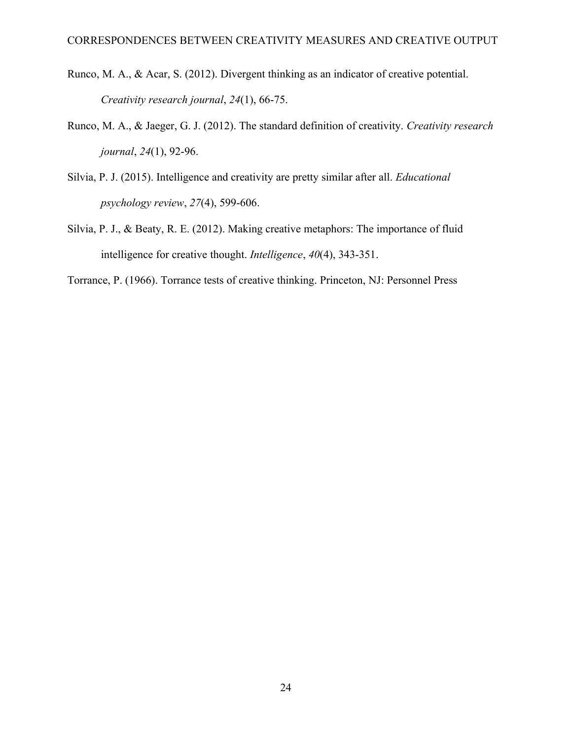Runco, M. A., & Acar, S. (2012). Divergent thinking as an indicator of creative potential. *Creativity research journal*, *24*(1), 66-75.

Runco, M. A., & Jaeger, G. J. (2012). The standard definition of creativity. *Creativity research journal*, *24*(1), 92-96.

Silvia, P. J. (2015). Intelligence and creativity are pretty similar after all. *Educational psychology review*, *27*(4), 599-606.

Silvia, P. J., & Beaty, R. E. (2012). Making creative metaphors: The importance of fluid intelligence for creative thought. *Intelligence*, *40*(4), 343-351.

Torrance, P. (1966). Torrance tests of creative thinking. Princeton, NJ: Personnel Press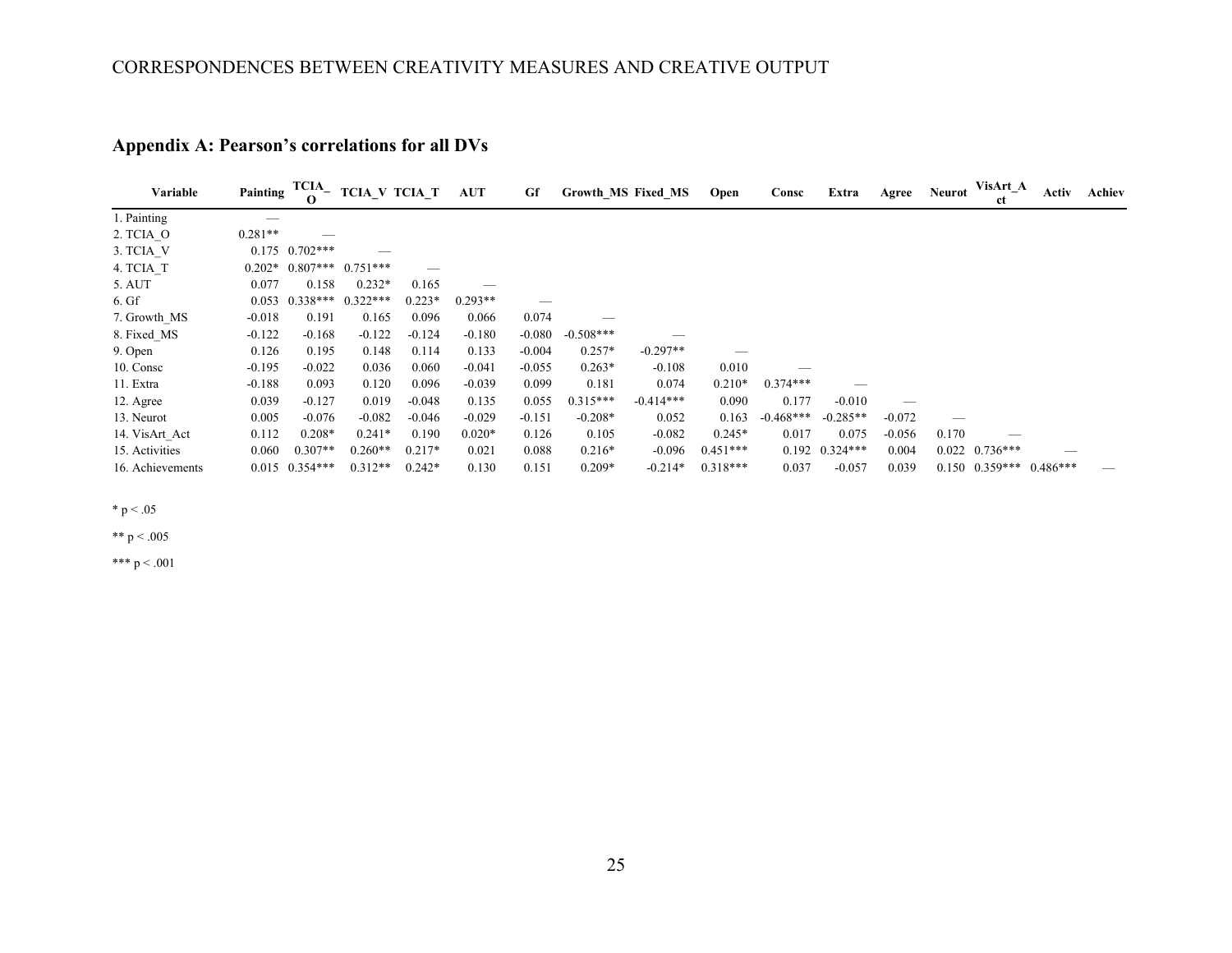## Appendix A: Pearson's correlations for all DVs

| Variable | Painting | TCIA_O | TCIA_V | TCIA_T | AUT | Gf | Growth_MS | Fixed_MS | Open | Consc | Extra | Agree | Neurot | VisArt_Act | Activ | Achiev |
|---|---|---|---|---|---|---|---|---|---|---|---|---|---|---|---|---|
| 1. Painting | — | | | | | | | | | | | | | | | |
| 2. TCIA_O | 0.281** | — | | | | | | | | | | | | | | |
| 3. TCIA_V | 0.175 | 0.702*** | — | | | | | | | | | | | | | |
| 4. TCIA_T | 0.202* | 0.807*** | 0.751*** | — | | | | | | | | | | | | |
| 5. AUT | 0.077 | 0.158 | 0.232* | 0.165 | — | | | | | | | | | | | |
| 6. Gf | 0.053 | 0.338*** | 0.322*** | 0.223* | 0.293** | — | | | | | | | | | | |
| 7. Growth_MS | -0.018 | 0.191 | 0.165 | 0.096 | 0.066 | 0.074 | — | | | | | | | | | |
| 8. Fixed_MS | -0.122 | -0.168 | -0.122 | -0.124 | -0.180 | -0.080 | -0.508*** | — | | | | | | | | |
| 9. Open | 0.126 | 0.195 | 0.148 | 0.114 | 0.133 | -0.004 | 0.257* | -0.297** | — | | | | | | | |
| 10. Consc | -0.195 | -0.022 | 0.036 | 0.060 | -0.041 | -0.055 | 0.263* | -0.108 | 0.010 | — | | | | | | |
| 11. Extra | -0.188 | 0.093 | 0.120 | 0.096 | -0.039 | 0.099 | 0.181 | 0.074 | 0.210* | 0.374*** | — | | | | | |
| 12. Agree | 0.039 | -0.127 | 0.019 | -0.048 | 0.135 | 0.055 | 0.315*** | -0.414*** | 0.090 | 0.177 | -0.010 | — | | | | |
| 13. Neurot | 0.005 | -0.076 | -0.082 | -0.046 | -0.029 | -0.151 | -0.208* | 0.052 | 0.163 | -0.468*** | -0.285** | -0.072 | — | | | |
| 14. VisArt_Act | 0.112 | 0.208* | 0.241* | 0.190 | 0.020* | 0.126 | 0.105 | -0.082 | 0.245* | 0.017 | 0.075 | -0.056 | 0.170 | — | | |
| 15. Activities | 0.060 | 0.307** | 0.260** | 0.217* | 0.021 | 0.088 | 0.216* | -0.096 | 0.451*** | 0.192 | 0.324*** | 0.004 | 0.022 | 0.736*** | — | |
| 16. Achievements | 0.015 | 0.354*** | 0.312** | 0.242* | 0.130 | 0.151 | 0.209* | -0.214* | 0.318*** | 0.037 | -0.057 | 0.039 | 0.150 | 0.359*** | 0.486*** | — |

* $p < .05$

** $p < .005$

*** $p < .001$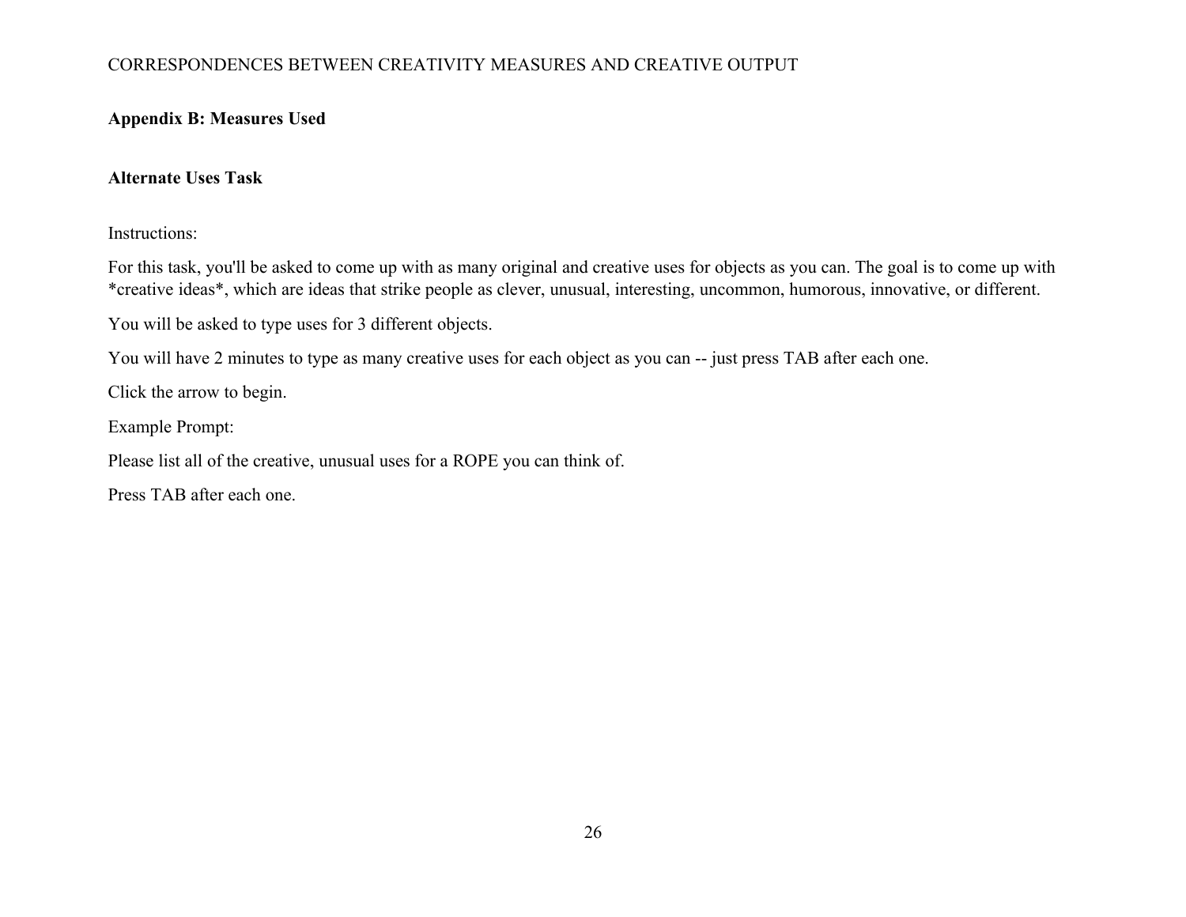## Appendix B: Measures Used

### Alternate Uses Task

Instructions:

For this task, you'll be asked to come up with as many original and creative uses for objects as you can. The goal is to come up with *creative ideas*, which are ideas that strike people as clever, unusual, interesting, uncommon, humorous, innovative, or different.

You will be asked to type uses for 3 different objects.

You will have 2 minutes to type as many creative uses for each object as you can -- just press TAB after each one.

Click the arrow to begin.

Example Prompt:

Please list all of the creative, unusual uses for a ROPE you can think of.

Press TAB after each one.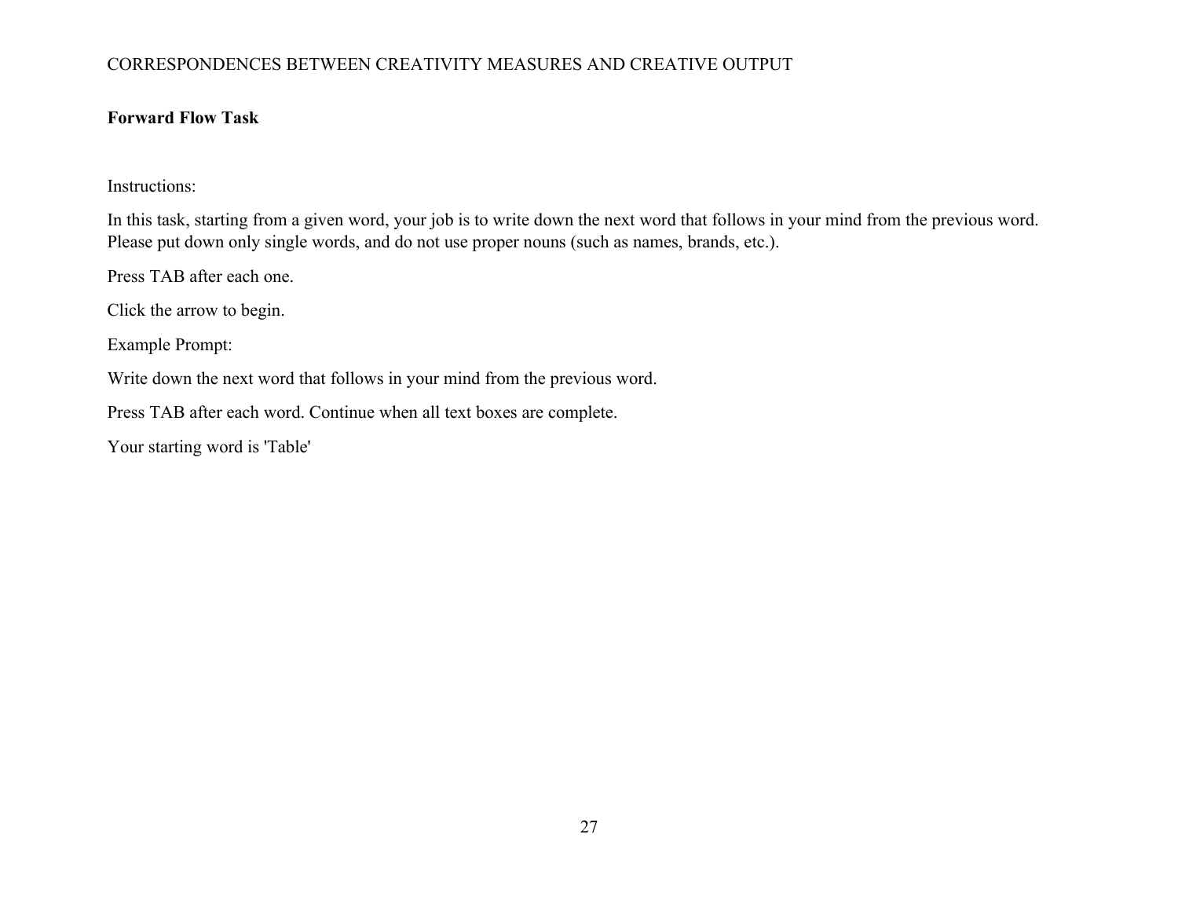**Forward Flow Task**

Instructions:

In this task, starting from a given word, your job is to write down the next word that follows in your mind from the previous word. Please put down only single words, and do not use proper nouns (such as names, brands, etc.).

Press TAB after each one.

Click the arrow to begin.

Example Prompt:

Write down the next word that follows in your mind from the previous word.

Press TAB after each word. Continue when all text boxes are complete.

Your starting word is 'Table'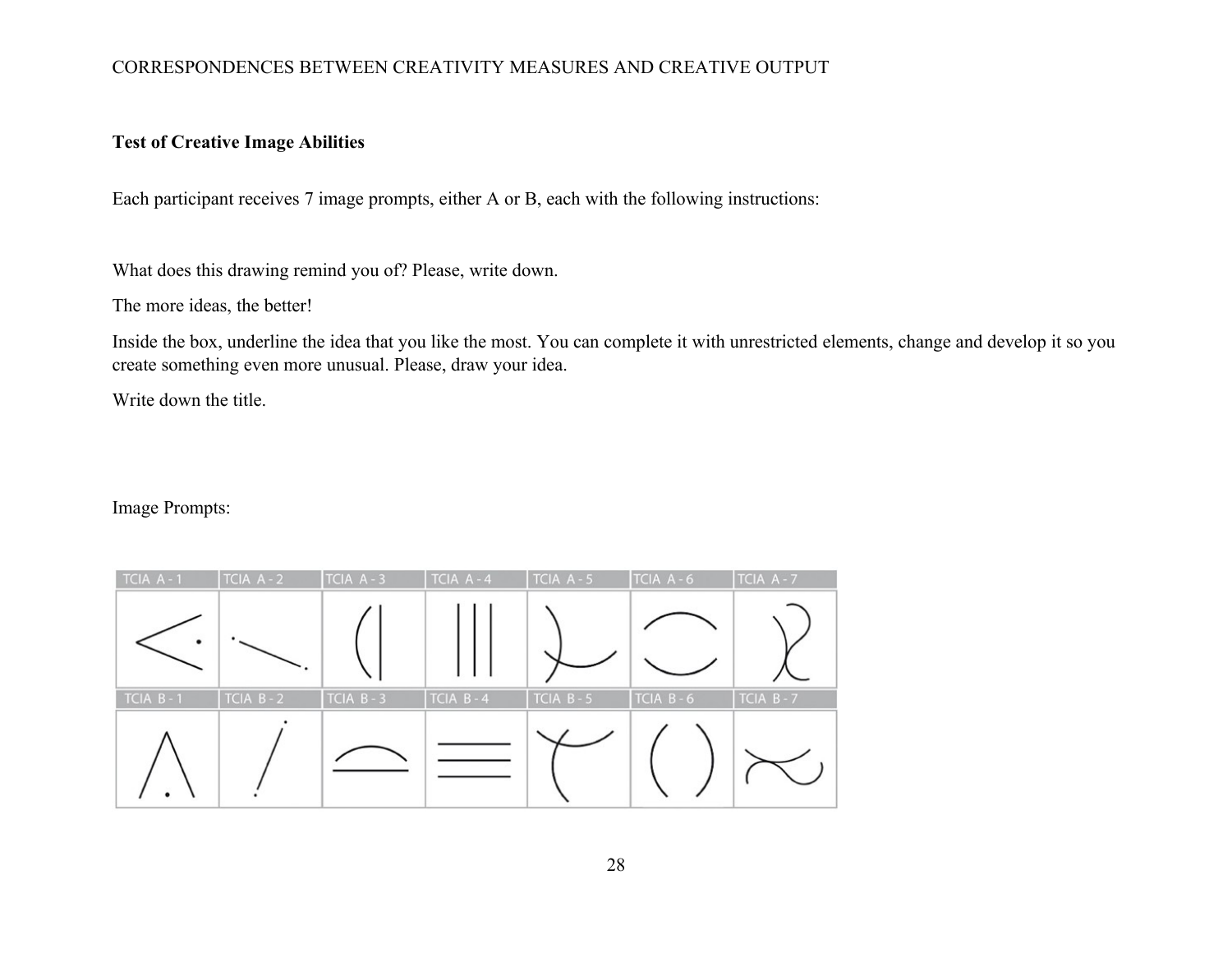**Test of Creative Image Abilities**

Each participant receives 7 image prompts, either A or B, each with the following instructions:

What does this drawing remind you of? Please, write down.

The more ideas, the better!

Inside the box, underline the idea that you like the most. You can complete it with unrestricted elements, change and develop it so you create something even more unusual. Please, draw your idea.

Write down the title.

Image Prompts:

| TCIA A - 1 | TCIA A - 2 | TCIA A - 3 | TCIA A - 4 | TCIA A - 5 | TCIA A - 6 | TCIA A - 7 |
| --- | --- | --- | --- | --- | --- | --- |
| | | | | | | |
| TCIA B - 1 | TCIA B - 2 | TCIA B - 3 | TCIA B - 4 | TCIA B - 5 | TCIA B - 6 | TCIA B - 7 |
| | | | | | | |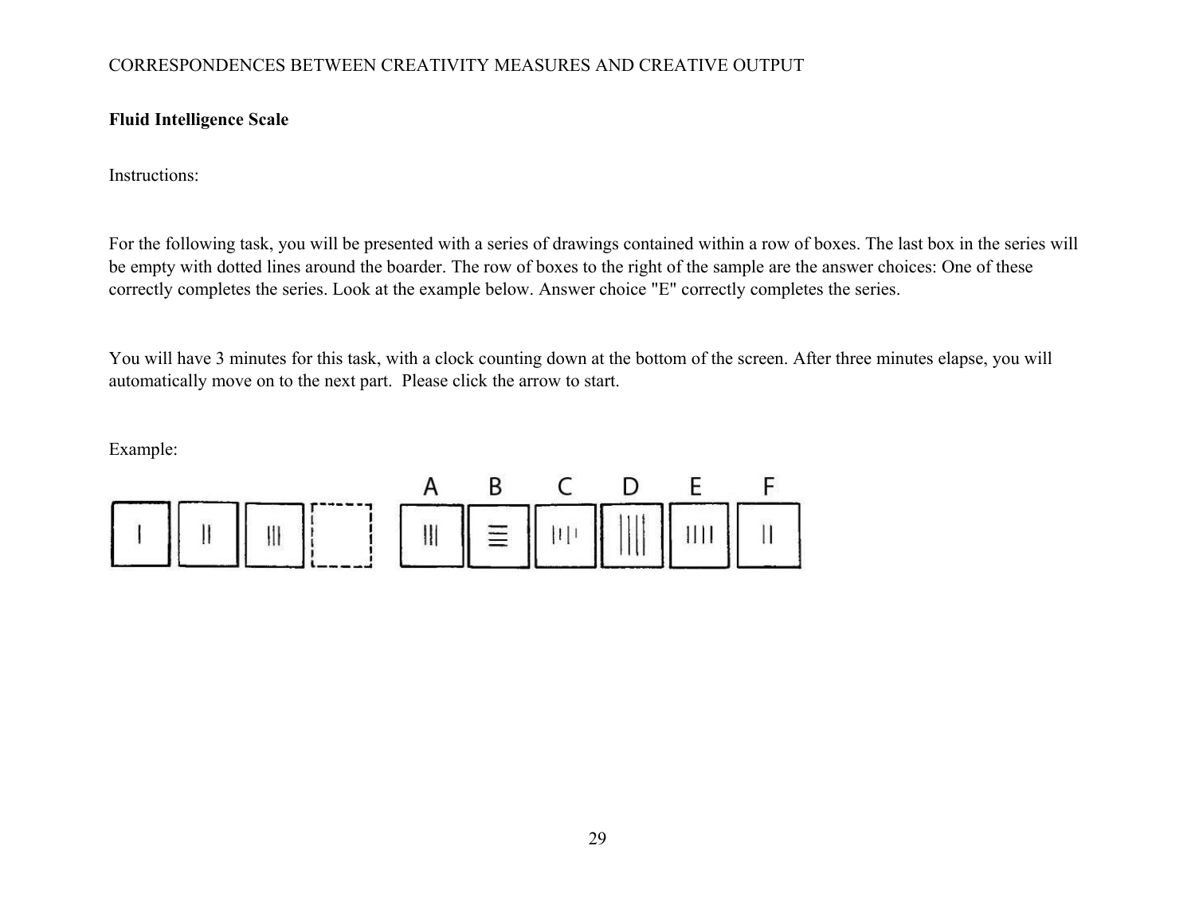**Fluid Intelligence Scale**

Instructions:

For the following task, you will be presented with a series of drawings contained within a row of boxes. The last box in the series will be empty with dotted lines around the boarder. The row of boxes to the right of the sample are the answer choices: One of these correctly completes the series. Look at the example below. Answer choice "E" correctly completes the series.

You will have 3 minutes for this task, with a clock counting down at the bottom of the screen. After three minutes elapse, you will automatically move on to the next part. Please click the arrow to start.

Example:

A B C D E F